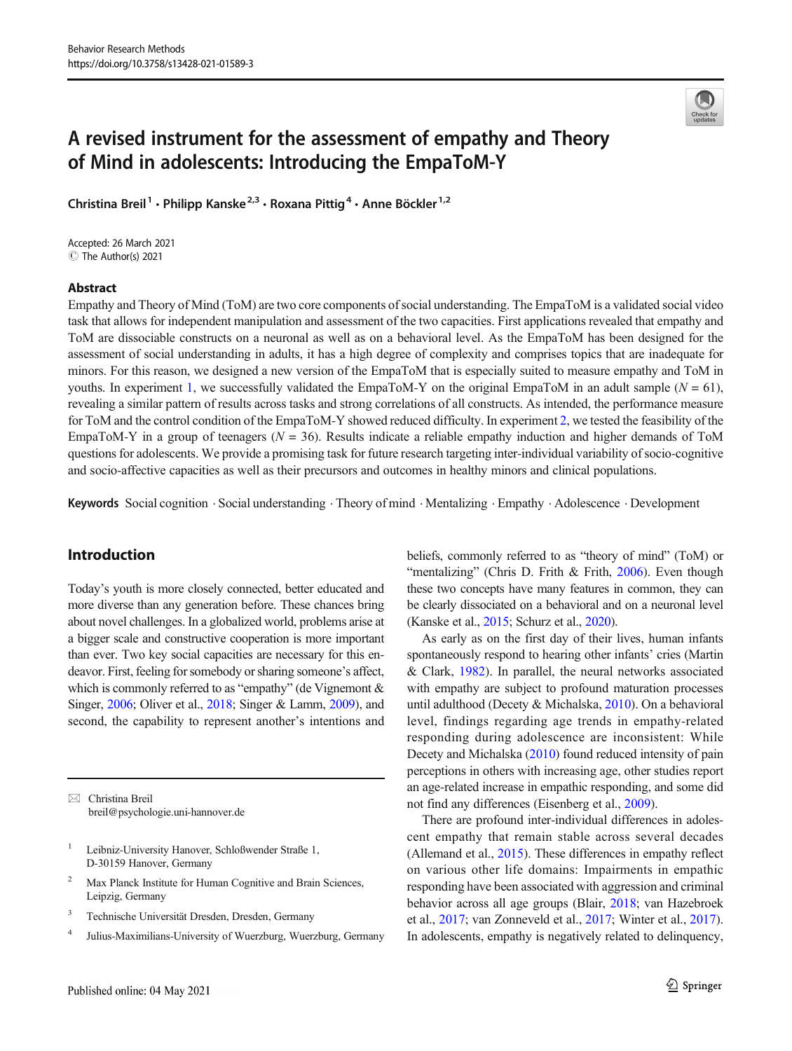# A revised instrument for the assessment of empathy and Theory of Mind in adolescents: Introducing the EmpaToM-Y

Christina Breil[1] · Philipp Kanske[2,3] · Roxana Pittig[4] · Anne Böckler[1,2]

Accepted: 26 March 2021
© The Author(s) 2021

## Abstract

Empathy and Theory of Mind (ToM) are two core components of social understanding. The EmpaToM is a validated social video task that allows for independent manipulation and assessment of the two capacities. First applications revealed that empathy and ToM are dissociable constructs on a neuronal as well as on a behavioral level. As the EmpaToM has been designed for the assessment of social understanding in adults, it has a high degree of complexity and comprises topics that are inadequate for minors. For this reason, we designed a new version of the EmpaToM that is especially suited to measure empathy and ToM in youths. In experiment 1, we successfully validated the EmpaToM-Y on the original EmpaToM in an adult sample ($N$ = 61), revealing a similar pattern of results across tasks and strong correlations of all constructs. As intended, the performance measure for ToM and the control condition of the EmpaToM-Y showed reduced difficulty. In experiment 2, we tested the feasibility of the EmpaToM-Y in a group of teenagers ($N$ = 36). Results indicate a reliable empathy induction and higher demands of ToM questions for adolescents. We provide a promising task for future research targeting inter-individual variability of socio-cognitive and socio-affective capacities as well as their precursors and outcomes in healthy minors and clinical populations.

**Keywords** Social cognition · Social understanding · Theory of mind · Mentalizing · Empathy · Adolescence · Development

## Introduction

Today's youth is more closely connected, better educated and more diverse than any generation before. These chances bring about novel challenges. In a globalized world, problems arise at a bigger scale and constructive cooperation is more important than ever. Two key social capacities are necessary for this endeavor. First, feeling for somebody or sharing someone's affect, which is commonly referred to as "empathy" (de Vignemont & Singer, 2006; Oliver et al., 2018; Singer & Lamm, 2009), and second, the capability to represent another's intentions and beliefs, commonly referred to as "theory of mind" (ToM) or "mentalizing" (Chris D. Frith & Frith, 2006). Even though these two concepts have many features in common, they can be clearly dissociated on a behavioral and on a neuronal level (Kanske et al., 2015; Schurz et al., 2020).

As early as on the first day of their lives, human infants spontaneously respond to hearing other infants' cries (Martin & Clark, 1982). In parallel, the neural networks associated with empathy are subject to profound maturation processes until adulthood (Decety & Michalska, 2010). On a behavioral level, findings regarding age trends in empathy-related responding during adolescence are inconsistent: While Decety and Michalska (2010) found reduced intensity of pain perceptions in others with increasing age, other studies report an age-related increase in empathic responding, and some did not find any differences (Eisenberg et al., 2009).

There are profound inter-individual differences in adolescent empathy that remain stable across several decades (Allemand et al., 2015). These differences in empathy reflect on various other life domains: Impairments in empathic responding have been associated with aggression and criminal behavior across all age groups (Blair, 2018; van Hazebroek et al., 2017; van Zonneveld et al., 2017; Winter et al., 2017). In adolescents, empathy is negatively related to delinquency,

---

✉ Christina Breil
breil@psychologie.uni-hannover.de

[1] Leibniz-University Hanover, Schloßwender Straße 1, D-30159 Hanover, Germany

[2] Max Planck Institute for Human Cognitive and Brain Sciences, Leipzig, Germany

[3] Technische Universität Dresden, Dresden, Germany

[4] Julius-Maximilians-University of Wuerzburg, Wuerzburg, Germany

Published online: 04 May 2021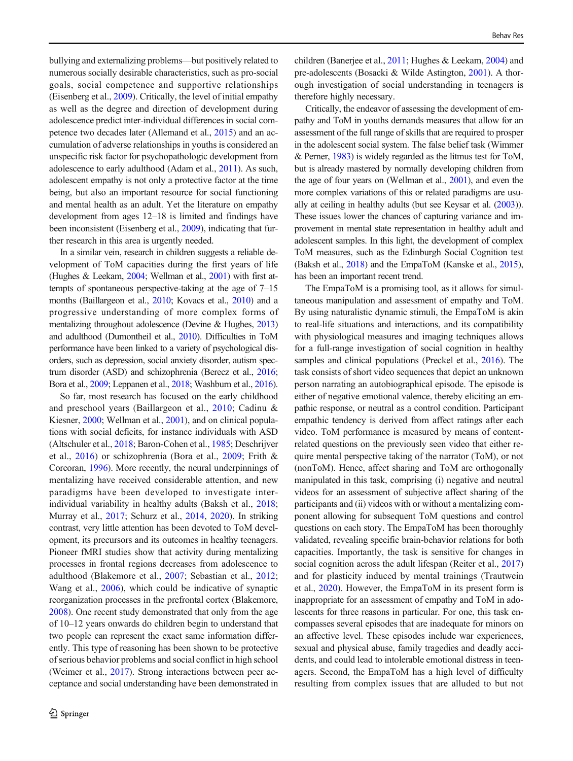bullying and externalizing problems—but positively related to numerous socially desirable characteristics, such as pro-social goals, social competence and supportive relationships (Eisenberg et al., 2009). Critically, the level of initial empathy as well as the degree and direction of development during adolescence predict inter-individual differences in social competence two decades later (Allemand et al., 2015) and an accumulation of adverse relationships in youths is considered an unspecific risk factor for psychopathologic development from adolescence to early adulthood (Adam et al., 2011). As such, adolescent empathy is not only a protective factor at the time being, but also an important resource for social functioning and mental health as an adult. Yet the literature on empathy development from ages 12–18 is limited and findings have been inconsistent (Eisenberg et al., 2009), indicating that further research in this area is urgently needed.

In a similar vein, research in children suggests a reliable development of ToM capacities during the first years of life (Hughes & Leekam, 2004; Wellman et al., 2001) with first attempts of spontaneous perspective-taking at the age of 7–15 months (Baillargeon et al., 2010; Kovacs et al., 2010) and a progressive understanding of more complex forms of mentalizing throughout adolescence (Devine & Hughes, 2013) and adulthood (Dumontheil et al., 2010). Difficulties in ToM performance have been linked to a variety of psychological disorders, such as depression, social anxiety disorder, autism spectrum disorder (ASD) and schizophrenia (Berecz et al., 2016; Bora et al., 2009; Leppanen et al., 2018; Washburn et al., 2016).

So far, most research has focused on the early childhood and preschool years (Baillargeon et al., 2010; Cadinu & Kiesner, 2000; Wellman et al., 2001), and on clinical populations with social deficits, for instance individuals with ASD (Altschuler et al., 2018; Baron-Cohen et al., 1985; Deschrijver et al., 2016) or schizophrenia (Bora et al., 2009; Frith & Corcoran, 1996). More recently, the neural underpinnings of mentalizing have received considerable attention, and new paradigms have been developed to investigate inter-individual variability in healthy adults (Baksh et al., 2018; Murray et al., 2017; Schurz et al., 2014, 2020). In striking contrast, very little attention has been devoted to ToM development, its precursors and its outcomes in healthy teenagers. Pioneer fMRI studies show that activity during mentalizing processes in frontal regions decreases from adolescence to adulthood (Blakemore et al., 2007; Sebastian et al., 2012; Wang et al., 2006), which could be indicative of synaptic reorganization processes in the prefrontal cortex (Blakemore, 2008). One recent study demonstrated that only from the age of 10–12 years onwards do children begin to understand that two people can represent the exact same information differently. This type of reasoning has been shown to be protective of serious behavior problems and social conflict in high school (Weimer et al., 2017). Strong interactions between peer acceptance and social understanding have been demonstrated in children (Banerjee et al., 2011; Hughes & Leekam, 2004) and pre-adolescents (Bosacki & Wilde Astington, 2001). A thorough investigation of social understanding in teenagers is therefore highly necessary.

Critically, the endeavor of assessing the development of empathy and ToM in youths demands measures that allow for an assessment of the full range of skills that are required to prosper in the adolescent social system. The false belief task (Wimmer & Perner, 1983) is widely regarded as the litmus test for ToM, but is already mastered by normally developing children from the age of four years on (Wellman et al., 2001), and even the more complex variations of this or related paradigms are usually at ceiling in healthy adults (but see Keysar et al. (2003)). These issues lower the chances of capturing variance and improvement in mental state representation in healthy adult and adolescent samples. In this light, the development of complex ToM measures, such as the Edinburgh Social Cognition test (Baksh et al., 2018) and the EmpaToM (Kanske et al., 2015), has been an important recent trend.

The EmpaToM is a promising tool, as it allows for simultaneous manipulation and assessment of empathy and ToM. By using naturalistic dynamic stimuli, the EmpaToM is akin to real-life situations and interactions, and its compatibility with physiological measures and imaging techniques allows for a full-range investigation of social cognition in healthy samples and clinical populations (Preckel et al., 2016). The task consists of short video sequences that depict an unknown person narrating an autobiographical episode. The episode is either of negative emotional valence, thereby eliciting an empathic response, or neutral as a control condition. Participant empathic tendency is derived from affect ratings after each video. ToM performance is measured by means of content-related questions on the previously seen video that either require mental perspective taking of the narrator (ToM), or not (nonToM). Hence, affect sharing and ToM are orthogonally manipulated in this task, comprising (i) negative and neutral videos for an assessment of subjective affect sharing of the participants and (ii) videos with or without a mentalizing component allowing for subsequent ToM questions and control questions on each story. The EmpaToM has been thoroughly validated, revealing specific brain-behavior relations for both capacities. Importantly, the task is sensitive for changes in social cognition across the adult lifespan (Reiter et al., 2017) and for plasticity induced by mental trainings (Trautwein et al., 2020). However, the EmpaToM in its present form is inappropriate for an assessment of empathy and ToM in adolescents for three reasons in particular. For one, this task encompasses several episodes that are inadequate for minors on an affective level. These episodes include war experiences, sexual and physical abuse, family tragedies and deadly accidents, and could lead to intolerable emotional distress in teenagers. Second, the EmpaToM has a high level of difficulty resulting from complex issues that are alluded to but not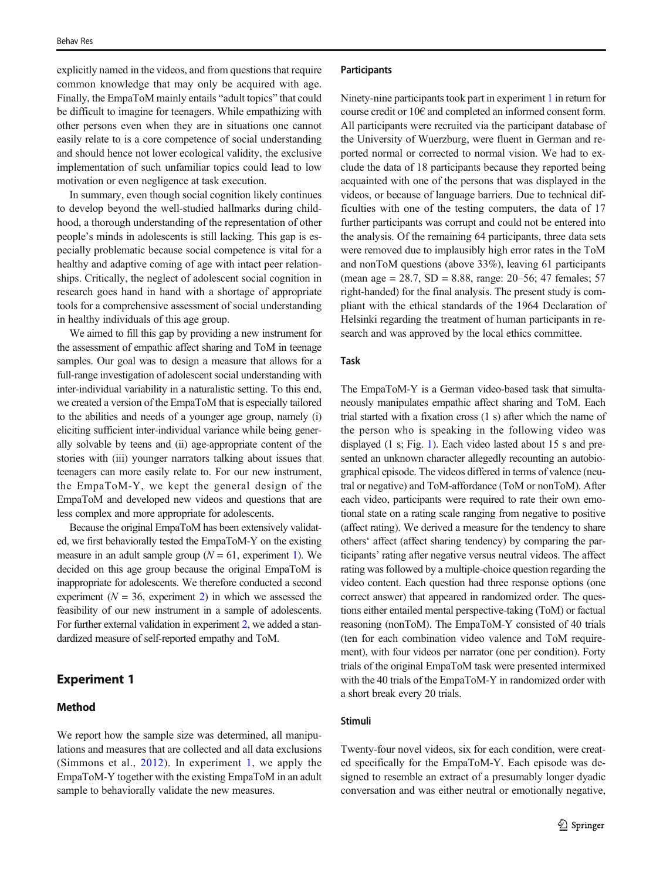explicitly named in the videos, and from questions that require common knowledge that may only be acquired with age. Finally, the EmpaToM mainly entails "adult topics" that could be difficult to imagine for teenagers. While empathizing with other persons even when they are in situations one cannot easily relate to is a core competence of social understanding and should hence not lower ecological validity, the exclusive implementation of such unfamiliar topics could lead to low motivation or even negligence at task execution.

In summary, even though social cognition likely continues to develop beyond the well-studied hallmarks during childhood, a thorough understanding of the representation of other people's minds in adolescents is still lacking. This gap is especially problematic because social competence is vital for a healthy and adaptive coming of age with intact peer relationships. Critically, the neglect of adolescent social cognition in research goes hand in hand with a shortage of appropriate tools for a comprehensive assessment of social understanding in healthy individuals of this age group.

We aimed to fill this gap by providing a new instrument for the assessment of empathic affect sharing and ToM in teenage samples. Our goal was to design a measure that allows for a full-range investigation of adolescent social understanding with inter-individual variability in a naturalistic setting. To this end, we created a version of the EmpaToM that is especially tailored to the abilities and needs of a younger age group, namely (i) eliciting sufficient inter-individual variance while being generally solvable by teens and (ii) age-appropriate content of the stories with (iii) younger narrators talking about issues that teenagers can more easily relate to. For our new instrument, the EmpaToM-Y, we kept the general design of the EmpaToM and developed new videos and questions that are less complex and more appropriate for adolescents.

Because the original EmpaToM has been extensively validated, we first behaviorally tested the EmpaToM-Y on the existing measure in an adult sample group ($N$ = 61, experiment 1). We decided on this age group because the original EmpaToM is inappropriate for adolescents. We therefore conducted a second experiment ($N$ = 36, experiment 2) in which we assessed the feasibility of our new instrument in a sample of adolescents. For further external validation in experiment 2, we added a standardized measure of self-reported empathy and ToM.

## Experiment 1

### Method

We report how the sample size was determined, all manipulations and measures that are collected and all data exclusions (Simmons et al., 2012). In experiment 1, we apply the EmpaToM-Y together with the existing EmpaToM in an adult sample to behaviorally validate the new measures.

#### Participants

Ninety-nine participants took part in experiment 1 in return for course credit or 10€ and completed an informed consent form. All participants were recruited via the participant database of the University of Wuerzburg, were fluent in German and reported normal or corrected to normal vision. We had to exclude the data of 18 participants because they reported being acquainted with one of the persons that was displayed in the videos, or because of language barriers. Due to technical difficulties with one of the testing computers, the data of 17 further participants was corrupt and could not be entered into the analysis. Of the remaining 64 participants, three data sets were removed due to implausibly high error rates in the ToM and nonToM questions (above 33%), leaving 61 participants (mean age = 28.7, SD = 8.88, range: 20–56; 47 females; 57 right-handed) for the final analysis. The present study is compliant with the ethical standards of the 1964 Declaration of Helsinki regarding the treatment of human participants in research and was approved by the local ethics committee.

#### Task

The EmpaToM-Y is a German video-based task that simultaneously manipulates empathic affect sharing and ToM. Each trial started with a fixation cross (1 s) after which the name of the person who is speaking in the following video was displayed (1 s; Fig. 1). Each video lasted about 15 s and presented an unknown character allegedly recounting an autobiographical episode. The videos differed in terms of valence (neutral or negative) and ToM-affordance (ToM or nonToM). After each video, participants were required to rate their own emotional state on a rating scale ranging from negative to positive (affect rating). We derived a measure for the tendency to share others' affect (affect sharing tendency) by comparing the participants' rating after negative versus neutral videos. The affect rating was followed by a multiple-choice question regarding the video content. Each question had three response options (one correct answer) that appeared in randomized order. The questions either entailed mental perspective-taking (ToM) or factual reasoning (nonToM). The EmpaToM-Y consisted of 40 trials (ten for each combination video valence and ToM requirement), with four videos per narrator (one per condition). Forty trials of the original EmpaToM task were presented intermixed with the 40 trials of the EmpaToM-Y in randomized order with a short break every 20 trials.

#### Stimuli

Twenty-four novel videos, six for each condition, were created specifically for the EmpaToM-Y. Each episode was designed to resemble an extract of a presumably longer dyadic conversation and was either neutral or emotionally negative,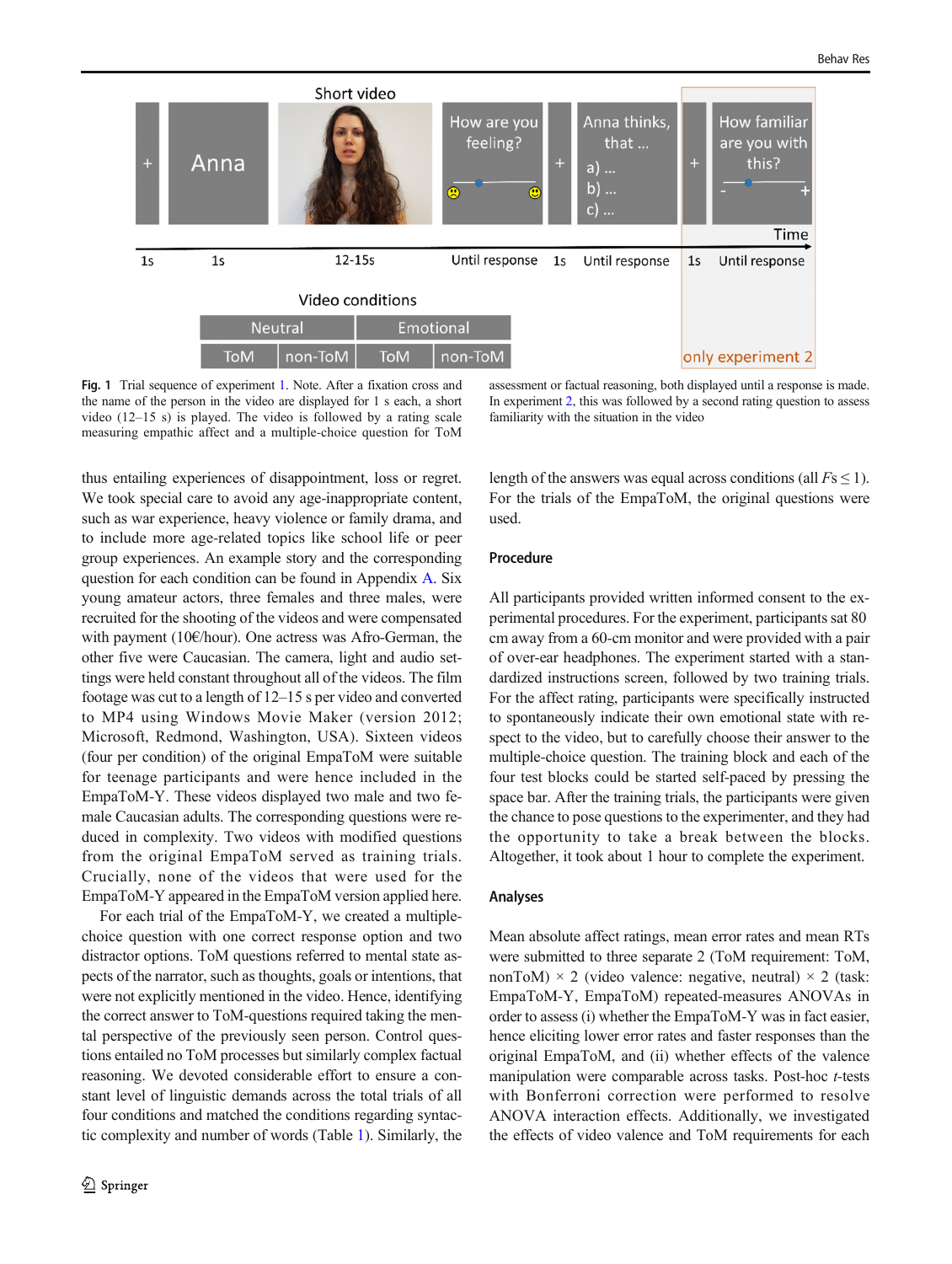Fig. 1 Trial sequence of experiment 1. Note. After a fixation cross and the name of the person in the video are displayed for 1 s each, a short video (12–15 s) is played. The video is followed by a rating scale measuring empathic affect and a multiple-choice question for ToM assessment or factual reasoning, both displayed until a response is made. In experiment 2, this was followed by a second rating question to assess familiarity with the situation in the video

thus entailing experiences of disappointment, loss or regret. We took special care to avoid any age-inappropriate content, such as war experience, heavy violence or family drama, and to include more age-related topics like school life or peer group experiences. An example story and the corresponding question for each condition can be found in Appendix A. Six young amateur actors, three females and three males, were recruited for the shooting of the videos and were compensated with payment (10€/hour). One actress was Afro-German, the other five were Caucasian. The camera, light and audio settings were held constant throughout all of the videos. The film footage was cut to a length of 12–15 s per video and converted to MP4 using Windows Movie Maker (version 2012; Microsoft, Redmond, Washington, USA). Sixteen videos (four per condition) of the original EmpaToM were suitable for teenage participants and were hence included in the EmpaToM-Y. These videos displayed two male and two female Caucasian adults. The corresponding questions were reduced in complexity. Two videos with modified questions from the original EmpaToM served as training trials. Crucially, none of the videos that were used for the EmpaToM-Y appeared in the EmpaToM version applied here.

For each trial of the EmpaToM-Y, we created a multiple-choice question with one correct response option and two distractor options. ToM questions referred to mental state aspects of the narrator, such as thoughts, goals or intentions, that were not explicitly mentioned in the video. Hence, identifying the correct answer to ToM-questions required taking the mental perspective of the previously seen person. Control questions entailed no ToM processes but similarly complex factual reasoning. We devoted considerable effort to ensure a constant level of linguistic demands across the total trials of all four conditions and matched the conditions regarding syntactic complexity and number of words (Table 1). Similarly, the length of the answers was equal across conditions (all $Fs \leq 1$). For the trials of the EmpaToM, the original questions were used.

## Procedure

All participants provided written informed consent to the experimental procedures. For the experiment, participants sat 80 cm away from a 60-cm monitor and were provided with a pair of over-ear headphones. The experiment started with a standardized instructions screen, followed by two training trials. For the affect rating, participants were specifically instructed to spontaneously indicate their own emotional state with respect to the video, but to carefully choose their answer to the multiple-choice question. The training block and each of the four test blocks could be started self-paced by pressing the space bar. After the training trials, the participants were given the chance to pose questions to the experimenter, and they had the opportunity to take a break between the blocks. Altogether, it took about 1 hour to complete the experiment.

## Analyses

Mean absolute affect ratings, mean error rates and mean RTs were submitted to three separate 2 (ToM requirement: ToM, nonToM) × 2 (video valence: negative, neutral) × 2 (task: EmpaToM-Y, EmpaToM) repeated-measures ANOVAs in order to assess (i) whether the EmpaToM-Y was in fact easier, hence eliciting lower error rates and faster responses than the original EmpaToM, and (ii) whether effects of the valence manipulation were comparable across tasks. Post-hoc *t*-tests with Bonferroni correction were performed to resolve ANOVA interaction effects. Additionally, we investigated the effects of video valence and ToM requirements for each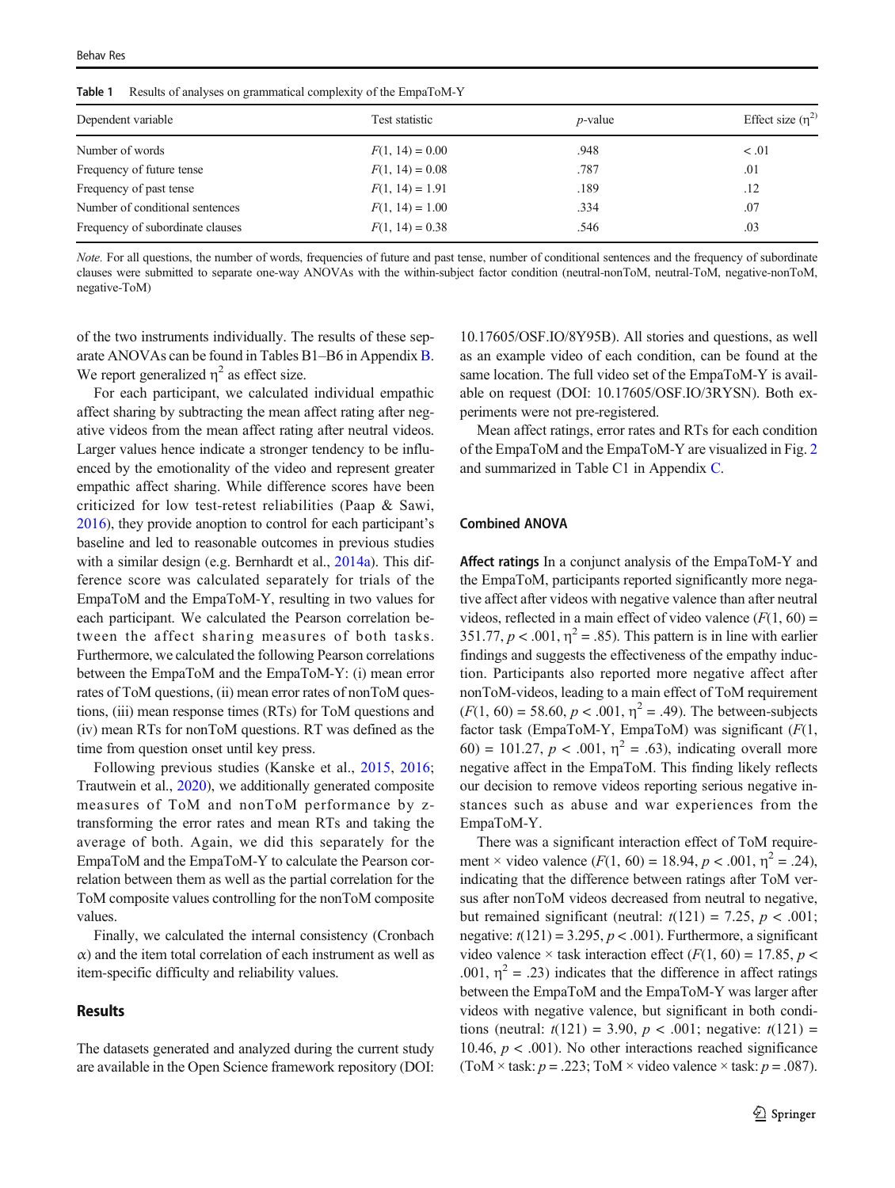**Table 1** Results of analyses on grammatical complexity of the EmpaToM-Y

| Dependent variable | Test statistic | *p*-value | Effect size ($\eta^2$) |
|---|---|---|---|
| Number of words | $F(1, 14) = 0.00$ | .948 | < .01 |
| Frequency of future tense | $F(1, 14) = 0.08$ | .787 | .01 |
| Frequency of past tense | $F(1, 14) = 1.91$ | .189 | .12 |
| Number of conditional sentences | $F(1, 14) = 1.00$ | .334 | .07 |
| Frequency of subordinate clauses | $F(1, 14) = 0.38$ | .546 | .03 |

*Note.* For all questions, the number of words, frequencies of future and past tense, number of conditional sentences and the frequency of subordinate clauses were submitted to separate one-way ANOVAs with the within-subject factor condition (neutral-nonToM, neutral-ToM, negative-nonToM, negative-ToM)

of the two instruments individually. The results of these separate ANOVAs can be found in Tables B1–B6 in Appendix B. We report generalized $\eta^2$ as effect size.

For each participant, we calculated individual empathic affect sharing by subtracting the mean affect rating after negative videos from the mean affect rating after neutral videos. Larger values hence indicate a stronger tendency to be influenced by the emotionality of the video and represent greater empathic affect sharing. While difference scores have been criticized for low test-retest reliabilities (Paap & Sawi, 2016), they provide anoption to control for each participant's baseline and led to reasonable outcomes in previous studies with a similar design (e.g. Bernhardt et al., 2014a). This difference score was calculated separately for trials of the EmpaToM and the EmpaToM-Y, resulting in two values for each participant. We calculated the Pearson correlation between the affect sharing measures of both tasks. Furthermore, we calculated the following Pearson correlations between the EmpaToM and the EmpaToM-Y: (i) mean error rates of ToM questions, (ii) mean error rates of nonToM questions, (iii) mean response times (RTs) for ToM questions and (iv) mean RTs for nonToM questions. RT was defined as the time from question onset until key press.

Following previous studies (Kanske et al., 2015, 2016; Trautwein et al., 2020), we additionally generated composite measures of ToM and nonToM performance by z-transforming the error rates and mean RTs and taking the average of both. Again, we did this separately for the EmpaToM and the EmpaToM-Y to calculate the Pearson correlation between them as well as the partial correlation for the ToM composite values controlling for the nonToM composite values.

Finally, we calculated the internal consistency (Cronbach $\alpha$) and the item total correlation of each instrument as well as item-specific difficulty and reliability values.

## Results

The datasets generated and analyzed during the current study are available in the Open Science framework repository (DOI: 10.17605/OSF.IO/8Y95B). All stories and questions, as well as an example video of each condition, can be found at the same location. The full video set of the EmpaToM-Y is available on request (DOI: 10.17605/OSF.IO/3RYSN). Both experiments were not pre-registered.

Mean affect ratings, error rates and RTs for each condition of the EmpaToM and the EmpaToM-Y are visualized in Fig. 2 and summarized in Table C1 in Appendix C.

### Combined ANOVA

**Affect ratings** In a conjunct analysis of the EmpaToM-Y and the EmpaToM, participants reported significantly more negative affect after videos with negative valence than after neutral videos, reflected in a main effect of video valence ($F(1, 60) = 351.77$, $p < .001$, $\eta^2 = .85$). This pattern is in line with earlier findings and suggests the effectiveness of the empathy induction. Participants also reported more negative affect after nonToM-videos, leading to a main effect of ToM requirement ($F(1, 60) = 58.60$, $p < .001$, $\eta^2 = .49$). The between-subjects factor task (EmpaToM-Y, EmpaToM) was significant ($F(1, 60) = 101.27$, $p < .001$, $\eta^2 = .63$), indicating overall more negative affect in the EmpaToM. This finding likely reflects our decision to remove videos reporting serious negative instances such as abuse and war experiences from the EmpaToM-Y.

There was a significant interaction effect of ToM requirement × video valence ($F(1, 60) = 18.94$, $p < .001$, $\eta^2 = .24$), indicating that the difference between ratings after ToM versus after nonToM videos decreased from neutral to negative, but remained significant (neutral: $t(121) = 7.25$, $p < .001$; negative: $t(121) = 3.295$, $p < .001$). Furthermore, a significant video valence × task interaction effect ($F(1, 60) = 17.85$, $p < .001$, $\eta^2 = .23$) indicates that the difference in affect ratings between the EmpaToM and the EmpaToM-Y was larger after videos with negative valence, but significant in both conditions (neutral: $t(121) = 3.90$, $p < .001$; negative: $t(121) = 10.46$, $p < .001$). No other interactions reached significance (ToM × task: $p = .223$; ToM × video valence × task: $p = .087$).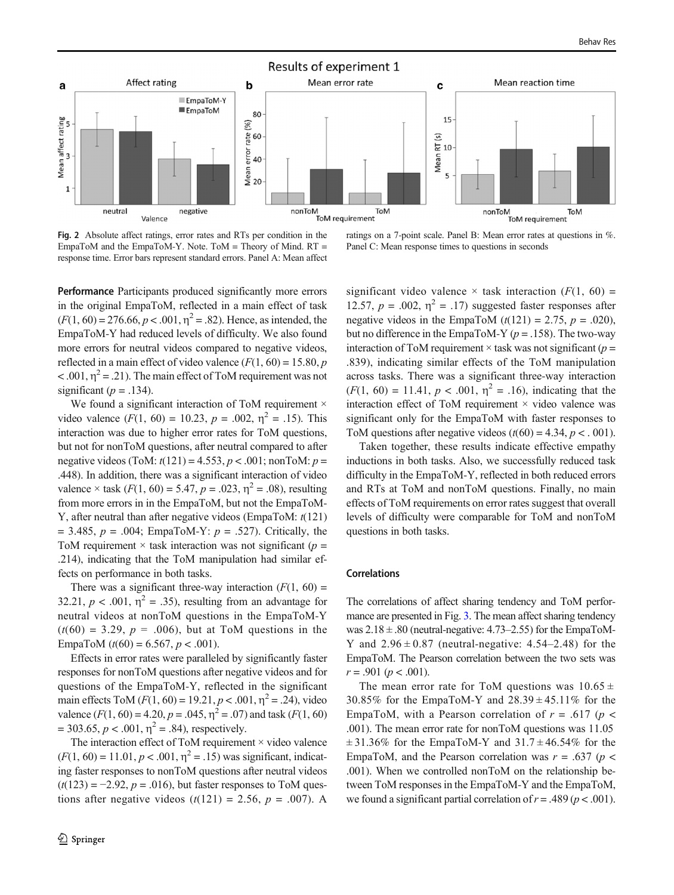Fig. 2 Absolute affect ratings, error rates and RTs per condition in the EmpaToM and the EmpaToM-Y. Note. ToM = Theory of Mind. RT = response time. Error bars represent standard errors. Panel A: Mean affect ratings on a 7-point scale. Panel B: Mean error rates at questions in %. Panel C: Mean response times to questions in seconds

**Performance** Participants produced significantly more errors in the original EmpaToM, reflected in a main effect of task ($F(1, 60) = 276.66$, $p < .001$, $\eta^2 = .82$). Hence, as intended, the EmpaToM-Y had reduced levels of difficulty. We also found more errors for neutral videos compared to negative videos, reflected in a main effect of video valence ($F(1, 60) = 15.80$, $p < .001$, $\eta^2 = .21$). The main effect of ToM requirement was not significant ($p = .134$).

We found a significant interaction of ToM requirement × video valence ($F(1, 60) = 10.23$, $p = .002$, $\eta^2 = .15$). This interaction was due to higher error rates for ToM questions, but not for nonToM questions, after neutral compared to after negative videos (ToM: $t(121) = 4.553$, $p < .001$; nonToM: $p = .448$). In addition, there was a significant interaction of video valence × task ($F(1, 60) = 5.47$, $p = .023$, $\eta^2 = .08$), resulting from more errors in in the EmpaToM, but not the EmpaToM-Y, after neutral than after negative videos (EmpaToM: $t(121) = 3.485$, $p = .004$; EmpaToM-Y: $p = .527$). Critically, the ToM requirement × task interaction was not significant ($p = .214$), indicating that the ToM manipulation had similar effects on performance in both tasks.

There was a significant three-way interaction ($F(1, 60) = 32.21$, $p < .001$, $\eta^2 = .35$), resulting from an advantage for neutral videos at nonToM questions in the EmpaToM-Y ($t(60) = 3.29$, $p = .006$), but at ToM questions in the EmpaToM ($t(60) = 6.567$, $p < .001$).

Effects in error rates were paralleled by significantly faster responses for nonToM questions after negative videos and for questions of the EmpaToM-Y, reflected in the significant main effects ToM ($F(1, 60) = 19.21$, $p < .001$, $\eta^2 = .24$), video valence ($F(1, 60) = 4.20$, $p = .045$, $\eta^2 = .07$) and task ($F(1, 60) = 303.65$, $p < .001$, $\eta^2 = .84$), respectively.

The interaction effect of ToM requirement × video valence ($F(1, 60) = 11.01$, $p < .001$, $\eta^2 = .15$) was significant, indicating faster responses to nonToM questions after neutral videos ($t(123) = -2.92$, $p = .016$), but faster responses to ToM questions after negative videos ($t(121) = 2.56$, $p = .007$). A significant video valence × task interaction ($F(1, 60) = 12.57$, $p = .002$, $\eta^2 = .17$) suggested faster responses after negative videos in the EmpaToM ($t(121) = 2.75$, $p = .020$), but no difference in the EmpaToM-Y ($p = .158$). The two-way interaction of ToM requirement × task was not significant ($p = .839$), indicating similar effects of the ToM manipulation across tasks. There was a significant three-way interaction ($F(1, 60) = 11.41$, $p < .001$, $\eta^2 = .16$), indicating that the interaction effect of ToM requirement × video valence was significant only for the EmpaToM with faster responses to ToM questions after negative videos ($t(60) = 4.34$, $p < .001$).

Taken together, these results indicate effective empathy inductions in both tasks. Also, we successfully reduced task difficulty in the EmpaToM-Y, reflected in both reduced errors and RTs at ToM and nonToM questions. Finally, no main effects of ToM requirements on error rates suggest that overall levels of difficulty were comparable for ToM and nonToM questions in both tasks.

### Correlations

The correlations of affect sharing tendency and ToM performance are presented in Fig. 3. The mean affect sharing tendency was $2.18 \pm .80$ (neutral-negative: 4.73–2.55) for the EmpaToM-Y and $2.96 \pm 0.87$ (neutral-negative: 4.54–2.48) for the EmpaToM. The Pearson correlation between the two sets was $r = .901$ ($p < .001$).

The mean error rate for ToM questions was $10.65 \pm 30.85\%$ for the EmpaToM-Y and $28.39 \pm 45.11\%$ for the EmpaToM, with a Pearson correlation of $r = .617$ ($p < .001$). The mean error rate for nonToM questions was $11.05 \pm 31.36\%$ for the EmpaToM-Y and $31.7 \pm 46.54\%$ for the EmpaToM, and the Pearson correlation was $r = .637$ ($p < .001$). When we controlled nonToM on the relationship between ToM responses in the EmpaToM-Y and the EmpaToM, we found a significant partial correlation of $r = .489$ ($p < .001$).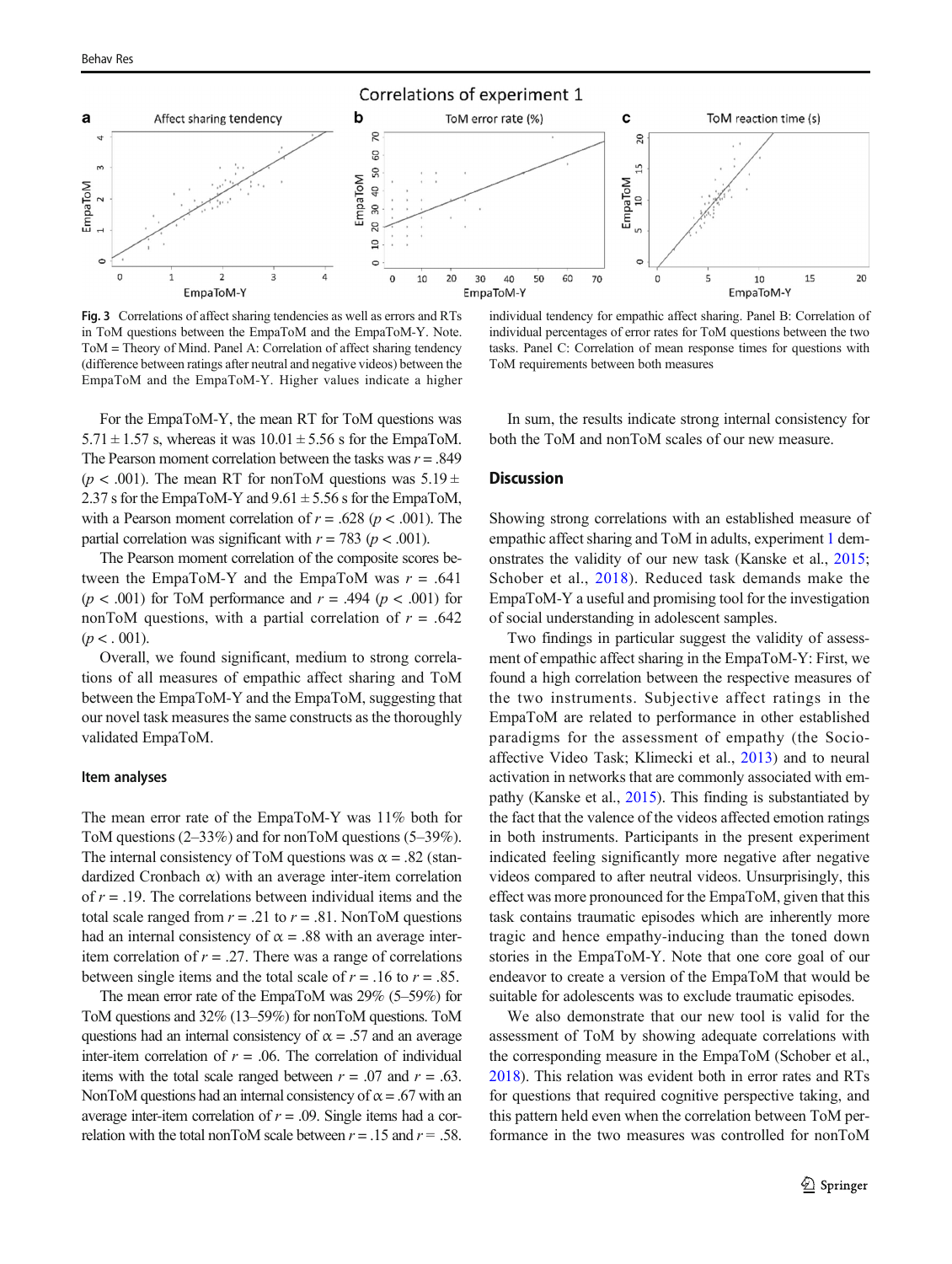Fig. 3 Correlations of affect sharing tendencies as well as errors and RTs in ToM questions between the EmpaToM and the EmpaToM-Y. Note. ToM = Theory of Mind. Panel A: Correlation of affect sharing tendency (difference between ratings after neutral and negative videos) between the EmpaToM and the EmpaToM-Y. Higher values indicate a higher individual tendency for empathic affect sharing. Panel B: Correlation of individual percentages of error rates for ToM questions between the two tasks. Panel C: Correlation of mean response times for questions with ToM requirements between both measures

For the EmpaToM-Y, the mean RT for ToM questions was 5.71 ± 1.57 s, whereas it was 10.01 ± 5.56 s for the EmpaToM. The Pearson moment correlation between the tasks was $r = .849$ ($p < .001$). The mean RT for nonToM questions was 5.19 ± 2.37 s for the EmpaToM-Y and 9.61 ± 5.56 s for the EmpaToM, with a Pearson moment correlation of $r = .628$ ($p < .001$). The partial correlation was significant with $r = 783$ ($p < .001$).

The Pearson moment correlation of the composite scores between the EmpaToM-Y and the EmpaToM was $r = .641$ ($p < .001$) for ToM performance and $r = .494$ ($p < .001$) for nonToM questions, with a partial correlation of $r = .642$ ($p < .001$).

Overall, we found significant, medium to strong correlations of all measures of empathic affect sharing and ToM between the EmpaToM-Y and the EmpaToM, suggesting that our novel task measures the same constructs as the thoroughly validated EmpaToM.

### Item analyses

The mean error rate of the EmpaToM-Y was 11% both for ToM questions (2–33%) and for nonToM questions (5–39%). The internal consistency of ToM questions was $\alpha = .82$ (standardized Cronbach $\alpha$) with an average inter-item correlation of $r = .19$. The correlations between individual items and the total scale ranged from $r = .21$ to $r = .81$. NonToM questions had an internal consistency of $\alpha = .88$ with an average inter-item correlation of $r = .27$. There was a range of correlations between single items and the total scale of $r = .16$ to $r = .85$.

The mean error rate of the EmpaToM was 29% (5–59%) for ToM questions and 32% (13–59%) for nonToM questions. ToM questions had an internal consistency of $\alpha = .57$ and an average inter-item correlation of $r = .06$. The correlation of individual items with the total scale ranged between $r = .07$ and $r = .63$. NonToM questions had an internal consistency of $\alpha = .67$ with an average inter-item correlation of $r = .09$. Single items had a correlation with the total nonToM scale between $r = .15$ and $r = .58$.

In sum, the results indicate strong internal consistency for both the ToM and nonToM scales of our new measure.

## Discussion

Showing strong correlations with an established measure of empathic affect sharing and ToM in adults, experiment 1 demonstrates the validity of our new task (Kanske et al., 2015; Schober et al., 2018). Reduced task demands make the EmpaToM-Y a useful and promising tool for the investigation of social understanding in adolescent samples.

Two findings in particular suggest the validity of assessment of empathic affect sharing in the EmpaToM-Y: First, we found a high correlation between the respective measures of the two instruments. Subjective affect ratings in the EmpaToM are related to performance in other established paradigms for the assessment of empathy (the Socio-affective Video Task; Klimecki et al., 2013) and to neural activation in networks that are commonly associated with empathy (Kanske et al., 2015). This finding is substantiated by the fact that the valence of the videos affected emotion ratings in both instruments. Participants in the present experiment indicated feeling significantly more negative after negative videos compared to after neutral videos. Unsurprisingly, this effect was more pronounced for the EmpaToM, given that this task contains traumatic episodes which are inherently more tragic and hence empathy-inducing than the toned down stories in the EmpaToM-Y. Note that one core goal of our endeavor to create a version of the EmpaToM that would be suitable for adolescents was to exclude traumatic episodes.

We also demonstrate that our new tool is valid for the assessment of ToM by showing adequate correlations with the corresponding measure in the EmpaToM (Schober et al., 2018). This relation was evident both in error rates and RTs for questions that required cognitive perspective taking, and this pattern held even when the correlation between ToM performance in the two measures was controlled for nonToM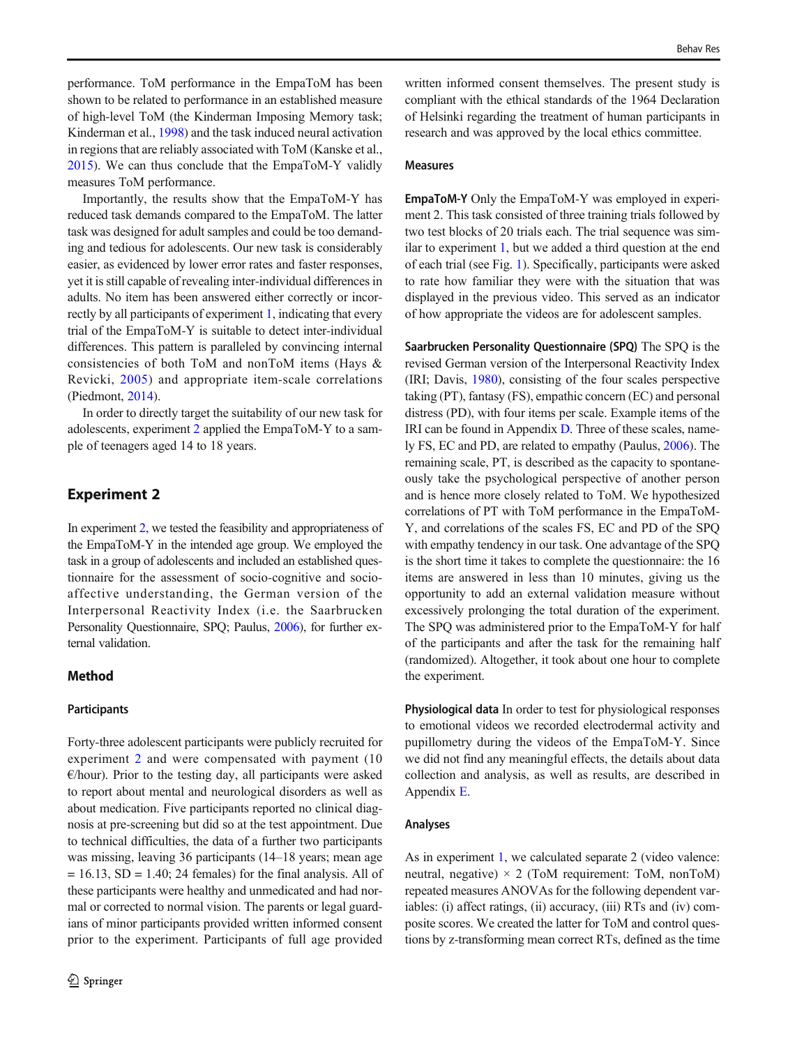performance. ToM performance in the EmpaToM has been shown to be related to performance in an established measure of high-level ToM (the Kinderman Imposing Memory task; Kinderman et al., 1998) and the task induced neural activation in regions that are reliably associated with ToM (Kanske et al., 2015). We can thus conclude that the EmpaToM-Y validly measures ToM performance.

Importantly, the results show that the EmpaToM-Y has reduced task demands compared to the EmpaToM. The latter task was designed for adult samples and could be too demanding and tedious for adolescents. Our new task is considerably easier, as evidenced by lower error rates and faster responses, yet it is still capable of revealing inter-individual differences in adults. No item has been answered either correctly or incorrectly by all participants of experiment 1, indicating that every trial of the EmpaToM-Y is suitable to detect inter-individual differences. This pattern is paralleled by convincing internal consistencies of both ToM and nonToM items (Hays & Revicki, 2005) and appropriate item-scale correlations (Piedmont, 2014).

In order to directly target the suitability of our new task for adolescents, experiment 2 applied the EmpaToM-Y to a sample of teenagers aged 14 to 18 years.

## Experiment 2

In experiment 2, we tested the feasibility and appropriateness of the EmpaToM-Y in the intended age group. We employed the task in a group of adolescents and included an established questionnaire for the assessment of socio-cognitive and socio-affective understanding, the German version of the Interpersonal Reactivity Index (i.e. the Saarbrucken Personality Questionnaire, SPQ; Paulus, 2006), for further external validation.

### Method

#### Participants

Forty-three adolescent participants were publicly recruited for experiment 2 and were compensated with payment (10 €/hour). Prior to the testing day, all participants were asked to report about mental and neurological disorders as well as about medication. Five participants reported no clinical diagnosis at pre-screening but did so at the test appointment. Due to technical difficulties, the data of a further two participants was missing, leaving 36 participants (14–18 years; mean age = 16.13, SD = 1.40; 24 females) for the final analysis. All of these participants were healthy and unmedicated and had normal or corrected to normal vision. The parents or legal guardians of minor participants provided written informed consent prior to the experiment. Participants of full age provided written informed consent themselves. The present study is compliant with the ethical standards of the 1964 Declaration of Helsinki regarding the treatment of human participants in research and was approved by the local ethics committee.

#### Measures

**EmpaToM-Y** Only the EmpaToM-Y was employed in experiment 2. This task consisted of three training trials followed by two test blocks of 20 trials each. The trial sequence was similar to experiment 1, but we added a third question at the end of each trial (see Fig. 1). Specifically, participants were asked to rate how familiar they were with the situation that was displayed in the previous video. This served as an indicator of how appropriate the videos are for adolescent samples.

**Saarbrucken Personality Questionnaire (SPQ)** The SPQ is the revised German version of the Interpersonal Reactivity Index (IRI; Davis, 1980), consisting of the four scales perspective taking (PT), fantasy (FS), empathic concern (EC) and personal distress (PD), with four items per scale. Example items of the IRI can be found in Appendix D. Three of these scales, namely FS, EC and PD, are related to empathy (Paulus, 2006). The remaining scale, PT, is described as the capacity to spontaneously take the psychological perspective of another person and is hence more closely related to ToM. We hypothesized correlations of PT with ToM performance in the EmpaToM-Y, and correlations of the scales FS, EC and PD of the SPQ with empathy tendency in our task. One advantage of the SPQ is the short time it takes to complete the questionnaire: the 16 items are answered in less than 10 minutes, giving us the opportunity to add an external validation measure without excessively prolonging the total duration of the experiment. The SPQ was administered prior to the EmpaToM-Y for half of the participants and after the task for the remaining half (randomized). Altogether, it took about one hour to complete the experiment.

**Physiological data** In order to test for physiological responses to emotional videos we recorded electrodermal activity and pupillometry during the videos of the EmpaToM-Y. Since we did not find any meaningful effects, the details about data collection and analysis, as well as results, are described in Appendix E.

#### Analyses

As in experiment 1, we calculated separate 2 (video valence: neutral, negative) × 2 (ToM requirement: ToM, nonToM) repeated measures ANOVAs for the following dependent variables: (i) affect ratings, (ii) accuracy, (iii) RTs and (iv) composite scores. We created the latter for ToM and control questions by z-transforming mean correct RTs, defined as the time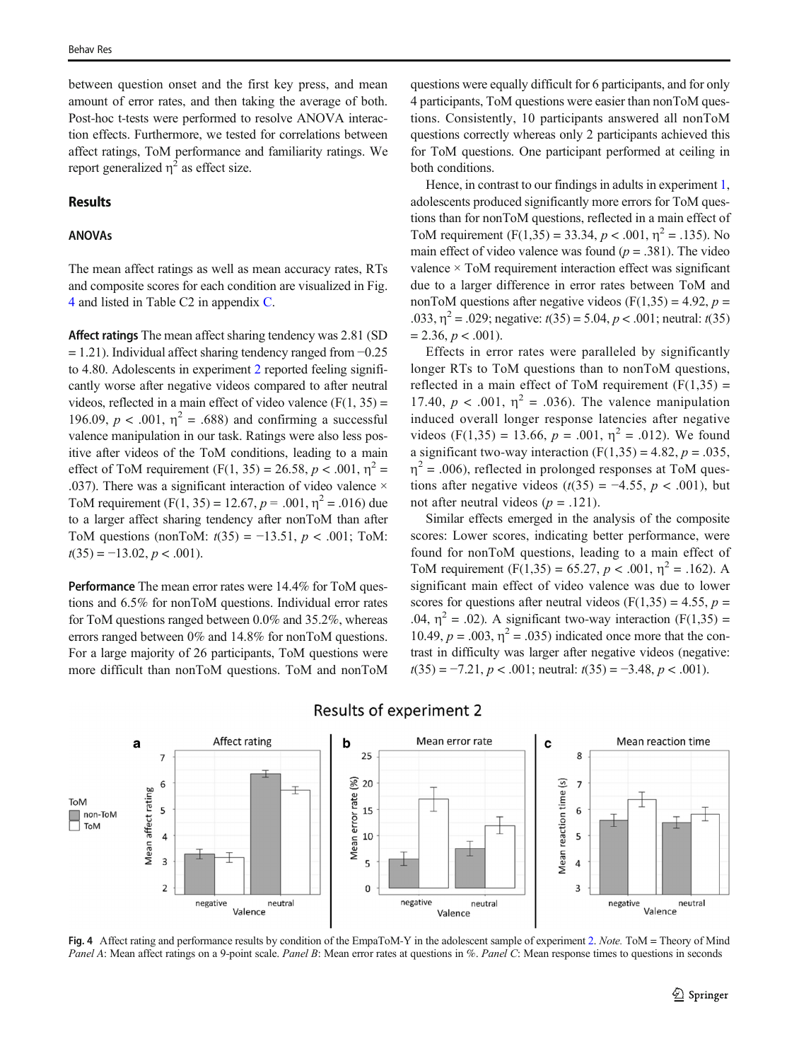between question onset and the first key press, and mean amount of error rates, and then taking the average of both. Post-hoc t-tests were performed to resolve ANOVA interaction effects. Furthermore, we tested for correlations between affect ratings, ToM performance and familiarity ratings. We report generalized $\eta^2$ as effect size.

## Results

### ANOVAs

The mean affect ratings as well as mean accuracy rates, RTs and composite scores for each condition are visualized in Fig. 4 and listed in Table C2 in appendix C.

**Affect ratings** The mean affect sharing tendency was 2.81 (SD = 1.21). Individual affect sharing tendency ranged from −0.25 to 4.80. Adolescents in experiment 2 reported feeling significantly worse after negative videos compared to after neutral videos, reflected in a main effect of video valence ($F(1, 35) = 196.09$, $p < .001$, $\eta^2 = .688$) and confirming a successful valence manipulation in our task. Ratings were also less positive after videos of the ToM conditions, leading to a main effect of ToM requirement ($F(1, 35) = 26.58$, $p < .001$, $\eta^2 = .037$). There was a significant interaction of video valence × ToM requirement ($F(1, 35) = 12.67$, $p = .001$, $\eta^2 = .016$) due to a larger affect sharing tendency after nonToM than after ToM questions (nonToM: $t(35) = -13.51$, $p < .001$; ToM: $t(35) = -13.02$, $p < .001$).

**Performance** The mean error rates were 14.4% for ToM questions and 6.5% for nonToM questions. Individual error rates for ToM questions ranged between 0.0% and 35.2%, whereas errors ranged between 0% and 14.8% for nonToM questions. For a large majority of 26 participants, ToM questions were more difficult than nonToM questions. ToM and nonToM questions were equally difficult for 6 participants, and for only 4 participants, ToM questions were easier than nonToM questions. Consistently, 10 participants answered all nonToM questions correctly whereas only 2 participants achieved this for ToM questions. One participant performed at ceiling in both conditions.

Hence, in contrast to our findings in adults in experiment 1, adolescents produced significantly more errors for ToM questions than for nonToM questions, reflected in a main effect of ToM requirement ($F(1,35) = 33.34$, $p < .001$, $\eta^2 = .135$). No main effect of video valence was found ($p = .381$). The video valence × ToM requirement interaction effect was significant due to a larger difference in error rates between ToM and nonToM questions after negative videos ($F(1,35) = 4.92$, $p = .033$, $\eta^2 = .029$; negative: $t(35) = 5.04$, $p < .001$; neutral: $t(35) = 2.36$, $p < .001$).

Effects in error rates were paralleled by significantly longer RTs to ToM questions than to nonToM questions, reflected in a main effect of ToM requirement ($F(1,35) = 17.40$, $p < .001$, $\eta^2 = .036$). The valence manipulation induced overall longer response latencies after negative videos ($F(1,35) = 13.66$, $p = .001$, $\eta^2 = .012$). We found a significant two-way interaction ($F(1,35) = 4.82$, $p = .035$, $\eta^2 = .006$), reflected in prolonged responses at ToM questions after negative videos ($t(35) = -4.55$, $p < .001$), but not after neutral videos ($p = .121$).

Similar effects emerged in the analysis of the composite scores: Lower scores, indicating better performance, were found for nonToM questions, leading to a main effect of ToM requirement ($F(1,35) = 65.27$, $p < .001$, $\eta^2 = .162$). A significant main effect of video valence was due to lower scores for questions after neutral videos ($F(1,35) = 4.55$, $p = .04$, $\eta^2 = .02$). A significant two-way interaction ($F(1,35) = 10.49$, $p = .003$, $\eta^2 = .035$) indicated once more that the contrast in difficulty was larger after negative videos (negative: $t(35) = -7.21$, $p < .001$; neutral: $t(35) = -3.48$, $p < .001$).

**Fig. 4** Affect rating and performance results by condition of the EmpaToM-Y in the adolescent sample of experiment 2. *Note.* ToM = Theory of Mind *Panel A*: Mean affect ratings on a 9-point scale. *Panel B*: Mean error rates at questions in %. *Panel C*: Mean response times to questions in seconds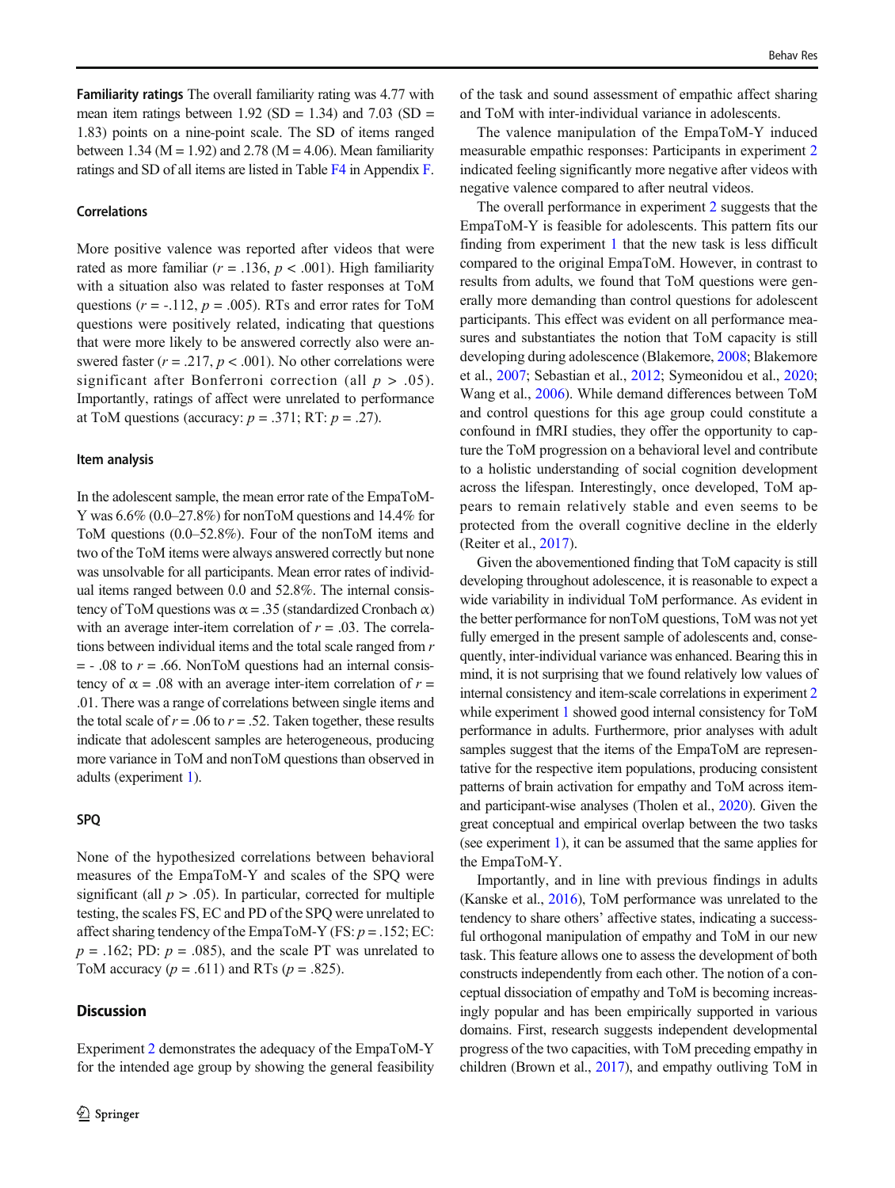**Familiarity ratings** The overall familiarity rating was 4.77 with mean item ratings between 1.92 (SD = 1.34) and 7.03 (SD = 1.83) points on a nine-point scale. The SD of items ranged between 1.34 (M = 1.92) and 2.78 (M = 4.06). Mean familiarity ratings and SD of all items are listed in Table F4 in Appendix F.

#### Correlations

More positive valence was reported after videos that were rated as more familiar ($r$ = .136, $p$ < .001). High familiarity with a situation also was related to faster responses at ToM questions ($r$ = -.112, $p$ = .005). RTs and error rates for ToM questions were positively related, indicating that questions that were more likely to be answered correctly also were answered faster ($r$ = .217, $p$ < .001). No other correlations were significant after Bonferroni correction (all $p$ > .05). Importantly, ratings of affect were unrelated to performance at ToM questions (accuracy: $p$ = .371; RT: $p$ = .27).

#### Item analysis

In the adolescent sample, the mean error rate of the EmpaToM-Y was 6.6% (0.0–27.8%) for nonToM questions and 14.4% for ToM questions (0.0–52.8%). Four of the nonToM items and two of the ToM items were always answered correctly but none was unsolvable for all participants. Mean error rates of individual items ranged between 0.0 and 52.8%. The internal consistency of ToM questions was α = .35 (standardized Cronbach α) with an average inter-item correlation of $r$ = .03. The correlations between individual items and the total scale ranged from $r$ = - .08 to $r$ = .66. NonToM questions had an internal consistency of α = .08 with an average inter-item correlation of $r$ = .01. There was a range of correlations between single items and the total scale of $r$ = .06 to $r$ = .52. Taken together, these results indicate that adolescent samples are heterogeneous, producing more variance in ToM and nonToM questions than observed in adults (experiment 1).

#### SPQ

None of the hypothesized correlations between behavioral measures of the EmpaToM-Y and scales of the SPQ were significant (all $p$ > .05). In particular, corrected for multiple testing, the scales FS, EC and PD of the SPQ were unrelated to affect sharing tendency of the EmpaToM-Y (FS: $p$ = .152; EC: $p$ = .162; PD: $p$ = .085), and the scale PT was unrelated to ToM accuracy ($p$ = .611) and RTs ($p$ = .825).

### Discussion

Experiment 2 demonstrates the adequacy of the EmpaToM-Y for the intended age group by showing the general feasibility of the task and sound assessment of empathic affect sharing and ToM with inter-individual variance in adolescents.

The valence manipulation of the EmpaToM-Y induced measurable empathic responses: Participants in experiment 2 indicated feeling significantly more negative after videos with negative valence compared to after neutral videos.

The overall performance in experiment 2 suggests that the EmpaToM-Y is feasible for adolescents. This pattern fits our finding from experiment 1 that the new task is less difficult compared to the original EmpaToM. However, in contrast to results from adults, we found that ToM questions were generally more demanding than control questions for adolescent participants. This effect was evident on all performance measures and substantiates the notion that ToM capacity is still developing during adolescence (Blakemore, 2008; Blakemore et al., 2007; Sebastian et al., 2012; Symeonidou et al., 2020; Wang et al., 2006). While demand differences between ToM and control questions for this age group could constitute a confound in fMRI studies, they offer the opportunity to capture the ToM progression on a behavioral level and contribute to a holistic understanding of social cognition development across the lifespan. Interestingly, once developed, ToM appears to remain relatively stable and even seems to be protected from the overall cognitive decline in the elderly (Reiter et al., 2017).

Given the abovementioned finding that ToM capacity is still developing throughout adolescence, it is reasonable to expect a wide variability in individual ToM performance. As evident in the better performance for nonToM questions, ToM was not yet fully emerged in the present sample of adolescents and, consequently, inter-individual variance was enhanced. Bearing this in mind, it is not surprising that we found relatively low values of internal consistency and item-scale correlations in experiment 2 while experiment 1 showed good internal consistency for ToM performance in adults. Furthermore, prior analyses with adult samples suggest that the items of the EmpaToM are representative for the respective item populations, producing consistent patterns of brain activation for empathy and ToM across item- and participant-wise analyses (Tholen et al., 2020). Given the great conceptual and empirical overlap between the two tasks (see experiment 1), it can be assumed that the same applies for the EmpaToM-Y.

Importantly, and in line with previous findings in adults (Kanske et al., 2016), ToM performance was unrelated to the tendency to share others' affective states, indicating a successful orthogonal manipulation of empathy and ToM in our new task. This feature allows one to assess the development of both constructs independently from each other. The notion of a conceptual dissociation of empathy and ToM is becoming increasingly popular and has been empirically supported in various domains. First, research suggests independent developmental progress of the two capacities, with ToM preceding empathy in children (Brown et al., 2017), and empathy outliving ToM in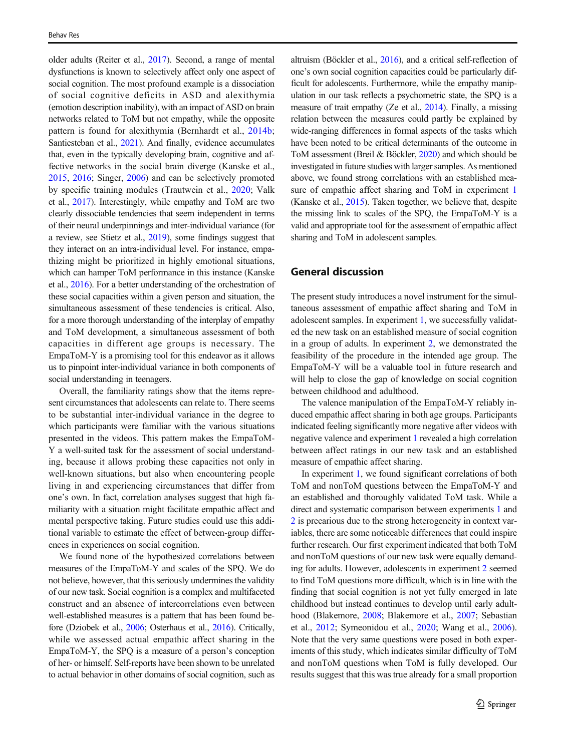older adults (Reiter et al., 2017). Second, a range of mental dysfunctions is known to selectively affect only one aspect of social cognition. The most profound example is a dissociation of social cognitive deficits in ASD and alexithymia (emotion description inability), with an impact of ASD on brain networks related to ToM but not empathy, while the opposite pattern is found for alexithymia (Bernhardt et al., 2014b; Santiesteban et al., 2021). And finally, evidence accumulates that, even in the typically developing brain, cognitive and affective networks in the social brain diverge (Kanske et al., 2015, 2016; Singer, 2006) and can be selectively promoted by specific training modules (Trautwein et al., 2020; Valk et al., 2017). Interestingly, while empathy and ToM are two clearly dissociable tendencies that seem independent in terms of their neural underpinnings and inter-individual variance (for a review, see Stietz et al., 2019), some findings suggest that they interact on an intra-individual level. For instance, empathizing might be prioritized in highly emotional situations, which can hamper ToM performance in this instance (Kanske et al., 2016). For a better understanding of the orchestration of the these social capacities within a given person and situation, the simultaneous assessment of these tendencies is critical. Also, for a more thorough understanding of the interplay of empathy and ToM development, a simultaneous assessment of both capacities in different age groups is necessary. The EmpaToM-Y is a promising tool for this endeavor as it allows us to pinpoint inter-individual variance in both components of social understanding in teenagers.

Overall, the familiarity ratings show that the items represent circumstances that adolescents can relate to. There seems to be substantial inter-individual variance in the degree to which participants were familiar with the various situations presented in the videos. This pattern makes the EmpaToM-Y a well-suited task for the assessment of social understanding, because it allows probing these capacities not only in well-known situations, but also when encountering people living in and experiencing circumstances that differ from one's own. In fact, correlation analyses suggest that high familiarity with a situation might facilitate empathic affect and mental perspective taking. Future studies could use this additional variable to estimate the effect of between-group differences in experiences on social cognition.

We found none of the hypothesized correlations between measures of the EmpaToM-Y and scales of the SPQ. We do not believe, however, that this seriously undermines the validity of our new task. Social cognition is a complex and multifaceted construct and an absence of intercorrelations even between well-established measures is a pattern that has been found before (Dziobek et al., 2006; Osterhaus et al., 2016). Critically, while we assessed actual empathic affect sharing in the EmpaToM-Y, the SPQ is a measure of a person's conception of her- or himself. Self-reports have been shown to be unrelated to actual behavior in other domains of social cognition, such as altruism (Böckler et al., 2016), and a critical self-reflection of one's own social cognition capacities could be particularly difficult for adolescents. Furthermore, while the empathy manipulation in our task reflects a psychometric state, the SPQ is a measure of trait empathy (Ze et al., 2014). Finally, a missing relation between the measures could partly be explained by wide-ranging differences in formal aspects of the tasks which have been noted to be critical determinants of the outcome in ToM assessment (Breil & Böckler, 2020) and which should be investigated in future studies with larger samples. As mentioned above, we found strong correlations with an established measure of empathic affect sharing and ToM in experiment 1 (Kanske et al., 2015). Taken together, we believe that, despite the missing link to scales of the SPQ, the EmpaToM-Y is a valid and appropriate tool for the assessment of empathic affect sharing and ToM in adolescent samples.

## General discussion

The present study introduces a novel instrument for the simultaneous assessment of empathic affect sharing and ToM in adolescent samples. In experiment 1, we successfully validated the new task on an established measure of social cognition in a group of adults. In experiment 2, we demonstrated the feasibility of the procedure in the intended age group. The EmpaToM-Y will be a valuable tool in future research and will help to close the gap of knowledge on social cognition between childhood and adulthood.

The valence manipulation of the EmpaToM-Y reliably induced empathic affect sharing in both age groups. Participants indicated feeling significantly more negative after videos with negative valence and experiment 1 revealed a high correlation between affect ratings in our new task and an established measure of empathic affect sharing.

In experiment 1, we found significant correlations of both ToM and nonToM questions between the EmpaToM-Y and an established and thoroughly validated ToM task. While a direct and systematic comparison between experiments 1 and 2 is precarious due to the strong heterogeneity in context variables, there are some noticeable differences that could inspire further research. Our first experiment indicated that both ToM and nonToM questions of our new task were equally demanding for adults. However, adolescents in experiment 2 seemed to find ToM questions more difficult, which is in line with the finding that social cognition is not yet fully emerged in late childhood but instead continues to develop until early adulthood (Blakemore, 2008; Blakemore et al., 2007; Sebastian et al., 2012; Symeonidou et al., 2020; Wang et al., 2006). Note that the very same questions were posed in both experiments of this study, which indicates similar difficulty of ToM and nonToM questions when ToM is fully developed. Our results suggest that this was true already for a small proportion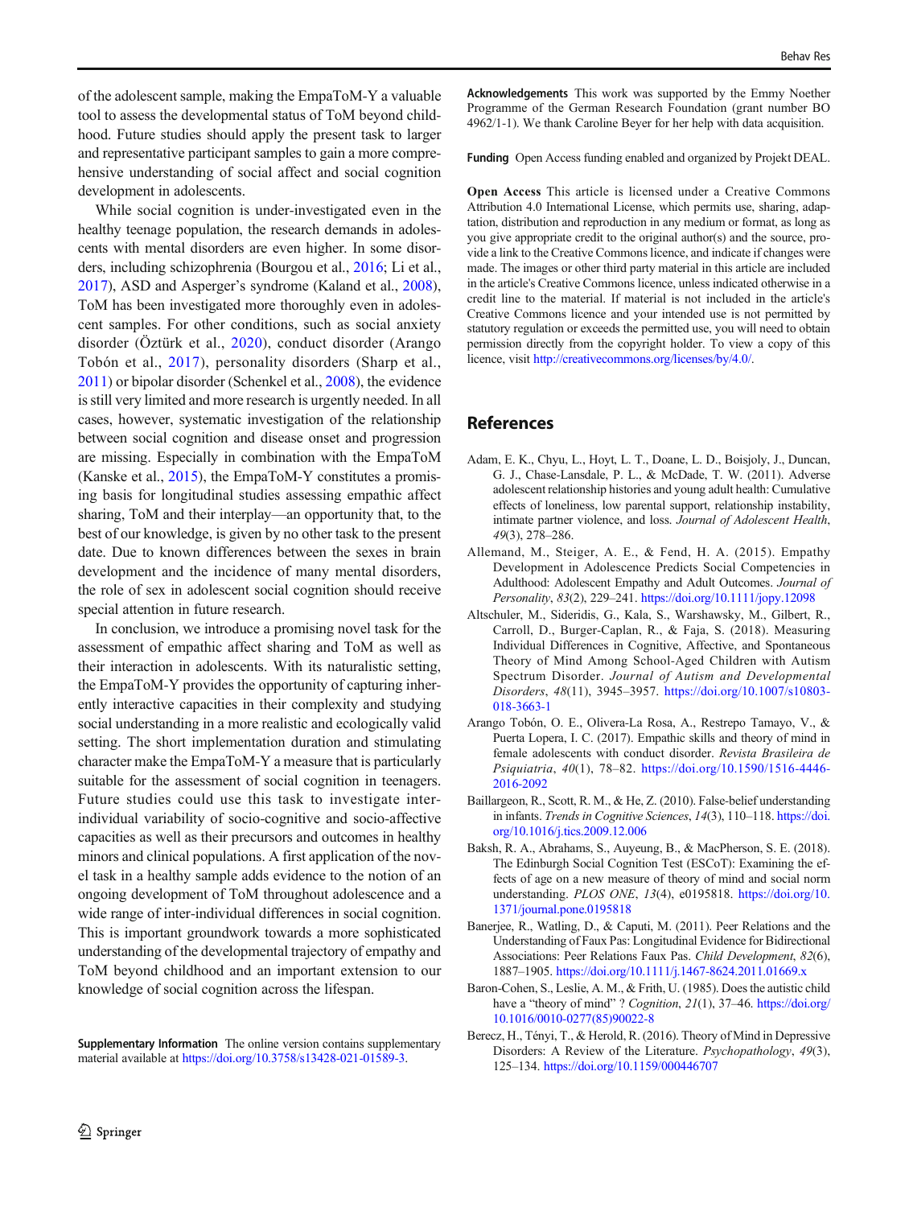of the adolescent sample, making the EmpaToM-Y a valuable tool to assess the developmental status of ToM beyond childhood. Future studies should apply the present task to larger and representative participant samples to gain a more comprehensive understanding of social affect and social cognition development in adolescents.

While social cognition is under-investigated even in the healthy teenage population, the research demands in adolescents with mental disorders are even higher. In some disorders, including schizophrenia (Bourgou et al., 2016; Li et al., 2017), ASD and Asperger's syndrome (Kaland et al., 2008), ToM has been investigated more thoroughly even in adolescent samples. For other conditions, such as social anxiety disorder (Öztürk et al., 2020), conduct disorder (Arango Tobón et al., 2017), personality disorders (Sharp et al., 2011) or bipolar disorder (Schenkel et al., 2008), the evidence is still very limited and more research is urgently needed. In all cases, however, systematic investigation of the relationship between social cognition and disease onset and progression are missing. Especially in combination with the EmpaToM (Kanske et al., 2015), the EmpaToM-Y constitutes a promising basis for longitudinal studies assessing empathic affect sharing, ToM and their interplay—an opportunity that, to the best of our knowledge, is given by no other task to the present date. Due to known differences between the sexes in brain development and the incidence of many mental disorders, the role of sex in adolescent social cognition should receive special attention in future research.

In conclusion, we introduce a promising novel task for the assessment of empathic affect sharing and ToM as well as their interaction in adolescents. With its naturalistic setting, the EmpaToM-Y provides the opportunity of capturing inherently interactive capacities in their complexity and studying social understanding in a more realistic and ecologically valid setting. The short implementation duration and stimulating character make the EmpaToM-Y a measure that is particularly suitable for the assessment of social cognition in teenagers. Future studies could use this task to investigate inter-individual variability of socio-cognitive and socio-affective capacities as well as their precursors and outcomes in healthy minors and clinical populations. A first application of the novel task in a healthy sample adds evidence to the notion of an ongoing development of ToM throughout adolescence and a wide range of inter-individual differences in social cognition. This is important groundwork towards a more sophisticated understanding of the developmental trajectory of empathy and ToM beyond childhood and an important extension to our knowledge of social cognition across the lifespan.

**Supplementary Information** The online version contains supplementary material available at https://doi.org/10.3758/s13428-021-01589-3.

**Acknowledgements** This work was supported by the Emmy Noether Programme of the German Research Foundation (grant number BO 4962/1-1). We thank Caroline Beyer for her help with data acquisition.

**Funding** Open Access funding enabled and organized by Projekt DEAL.

**Open Access** This article is licensed under a Creative Commons Attribution 4.0 International License, which permits use, sharing, adaptation, distribution and reproduction in any medium or format, as long as you give appropriate credit to the original author(s) and the source, provide a link to the Creative Commons licence, and indicate if changes were made. The images or other third party material in this article are included in the article's Creative Commons licence, unless indicated otherwise in a credit line to the material. If material is not included in the article's Creative Commons licence and your intended use is not permitted by statutory regulation or exceeds the permitted use, you will need to obtain permission directly from the copyright holder. To view a copy of this licence, visit http://creativecommons.org/licenses/by/4.0/.

## References

Adam, E. K., Chyu, L., Hoyt, L. T., Doane, L. D., Boisjoly, J., Duncan, G. J., Chase-Lansdale, P. L., & McDade, T. W. (2011). Adverse adolescent relationship histories and young adult health: Cumulative effects of loneliness, low parental support, relationship instability, intimate partner violence, and loss. *Journal of Adolescent Health*, *49*(3), 278–286.

Allemand, M., Steiger, A. E., & Fend, H. A. (2015). Empathy Development in Adolescence Predicts Social Competencies in Adulthood: Adolescent Empathy and Adult Outcomes. *Journal of Personality*, *83*(2), 229–241. https://doi.org/10.1111/jopy.12098

Altschuler, M., Sideridis, G., Kala, S., Warshawsky, M., Gilbert, R., Carroll, D., Burger-Caplan, R., & Faja, S. (2018). Measuring Individual Differences in Cognitive, Affective, and Spontaneous Theory of Mind Among School-Aged Children with Autism Spectrum Disorder. *Journal of Autism and Developmental Disorders*, *48*(11), 3945–3957. https://doi.org/10.1007/s10803-018-3663-1

Arango Tobón, O. E., Olivera-La Rosa, A., Restrepo Tamayo, V., & Puerta Lopera, I. C. (2017). Empathic skills and theory of mind in female adolescents with conduct disorder. *Revista Brasileira de Psiquiatria*, *40*(1), 78–82. https://doi.org/10.1590/1516-4446-2016-2092

Baillargeon, R., Scott, R. M., & He, Z. (2010). False-belief understanding in infants. *Trends in Cognitive Sciences*, *14*(3), 110–118. https://doi.org/10.1016/j.tics.2009.12.006

Baksh, R. A., Abrahams, S., Auyeung, B., & MacPherson, S. E. (2018). The Edinburgh Social Cognition Test (ESCoT): Examining the effects of age on a new measure of theory of mind and social norm understanding. *PLOS ONE*, *13*(4), e0195818. https://doi.org/10.1371/journal.pone.0195818

Banerjee, R., Watling, D., & Caputi, M. (2011). Peer Relations and the Understanding of Faux Pas: Longitudinal Evidence for Bidirectional Associations: Peer Relations Faux Pas. *Child Development*, *82*(6), 1887–1905. https://doi.org/10.1111/j.1467-8624.2011.01669.x

Baron-Cohen, S., Leslie, A. M., & Frith, U. (1985). Does the autistic child have a "theory of mind" ? *Cognition*, *21*(1), 37–46. https://doi.org/10.1016/0010-0277(85)90022-8

Berecz, H., Tényi, T., & Herold, R. (2016). Theory of Mind in Depressive Disorders: A Review of the Literature. *Psychopathology*, *49*(3), 125–134. https://doi.org/10.1159/000446707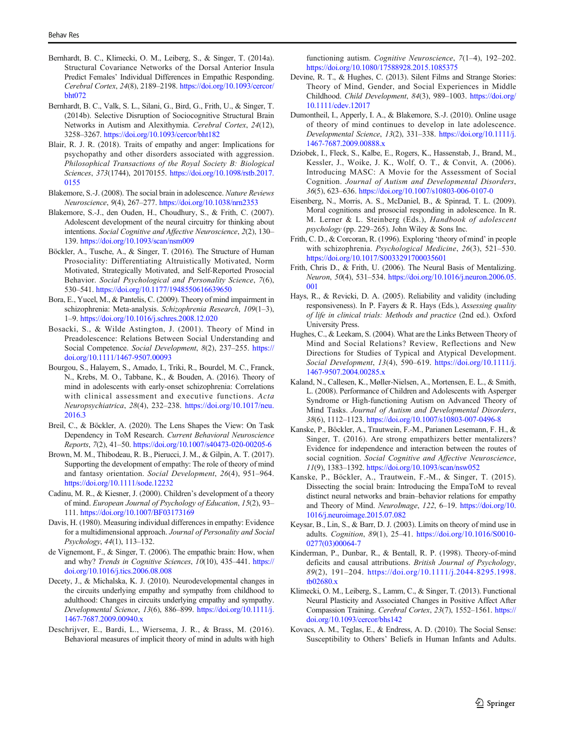Bernhardt, B. C., Klimecki, O. M., Leiberg, S., & Singer, T. (2014a). Structural Covariance Networks of the Dorsal Anterior Insula Predict Females' Individual Differences in Empathic Responding. *Cerebral Cortex*, *24*(8), 2189–2198. https://doi.org/10.1093/cercor/bht072

Bernhardt, B. C., Valk, S. L., Silani, G., Bird, G., Frith, U., & Singer, T. (2014b). Selective Disruption of Sociocognitive Structural Brain Networks in Autism and Alexithymia. *Cerebral Cortex*, *24*(12), 3258–3267. https://doi.org/10.1093/cercor/bht182

Blair, R. J. R. (2018). Traits of empathy and anger: Implications for psychopathy and other disorders associated with aggression. *Philosophical Transactions of the Royal Society B: Biological Sciences*, *373*(1744), 20170155. https://doi.org/10.1098/rstb.2017.0155

Blakemore, S.-J. (2008). The social brain in adolescence. *Nature Reviews Neuroscience*, *9*(4), 267–277. https://doi.org/10.1038/nrn2353

Blakemore, S.-J., den Ouden, H., Choudhury, S., & Frith, C. (2007). Adolescent development of the neural circuitry for thinking about intentions. *Social Cognitive and Affective Neuroscience*, *2*(2), 130–139. https://doi.org/10.1093/scan/nsm009

Böckler, A., Tusche, A., & Singer, T. (2016). The Structure of Human Prosociality: Differentiating Altruistically Motivated, Norm Motivated, Strategically Motivated, and Self-Reported Prosocial Behavior. *Social Psychological and Personality Science*, *7*(6), 530–541. https://doi.org/10.1177/1948550616639650

Bora, E., Yucel, M., & Pantelis, C. (2009). Theory of mind impairment in schizophrenia: Meta-analysis. *Schizophrenia Research*, *109*(1–3), 1–9. https://doi.org/10.1016/j.schres.2008.12.020

Bosacki, S., & Wilde Astington, J. (2001). Theory of Mind in Preadolescence: Relations Between Social Understanding and Social Competence. *Social Development*, *8*(2), 237–255. https://doi.org/10.1111/1467-9507.00093

Bourgou, S., Halayem, S., Amado, I., Triki, R., Bourdel, M. C., Franck, N., Krebs, M. O., Tabbane, K., & Bouden, A. (2016). Theory of mind in adolescents with early-onset schizophrenia: Correlations with clinical assessment and executive functions. *Acta Neuropsychiatrica*, *28*(4), 232–238. https://doi.org/10.1017/neu.2016.3

Breil, C., & Böckler, A. (2020). The Lens Shapes the View: On Task Dependency in ToM Research. *Current Behavioral Neuroscience Reports*, *7*(2), 41–50. https://doi.org/10.1007/s40473-020-00205-6

Brown, M. M., Thibodeau, R. B., Pierucci, J. M., & Gilpin, A. T. (2017). Supporting the development of empathy: The role of theory of mind and fantasy orientation. *Social Development*, *26*(4), 951–964. https://doi.org/10.1111/sode.12232

Cadinu, M. R., & Kiesner, J. (2000). Children's development of a theory of mind. *European Journal of Psychology of Education*, *15*(2), 93–111. https://doi.org/10.1007/BF03173169

Davis, H. (1980). Measuring individual differences in empathy: Evidence for a multidimensional approach. *Journal of Personality and Social Psychology*, *44*(1), 113–132.

de Vignemont, F., & Singer, T. (2006). The empathic brain: How, when and why? *Trends in Cognitive Sciences*, *10*(10), 435–441. https://doi.org/10.1016/j.tics.2006.08.008

Decety, J., & Michalska, K. J. (2010). Neurodevelopmental changes in the circuits underlying empathy and sympathy from childhood to adulthood: Changes in circuits underlying empathy and sympathy. *Developmental Science*, *13*(6), 886–899. https://doi.org/10.1111/j.1467-7687.2009.00940.x

Deschrijver, E., Bardi, L., Wiersema, J. R., & Brass, M. (2016). Behavioral measures of implicit theory of mind in adults with high functioning autism. *Cognitive Neuroscience*, *7*(1–4), 192–202. https://doi.org/10.1080/17588928.2015.1085375

Devine, R. T., & Hughes, C. (2013). Silent Films and Strange Stories: Theory of Mind, Gender, and Social Experiences in Middle Childhood. *Child Development*, *84*(3), 989–1003. https://doi.org/10.1111/cdev.12017

Dumontheil, I., Apperly, I. A., & Blakemore, S.-J. (2010). Online usage of theory of mind continues to develop in late adolescence. *Developmental Science*, *13*(2), 331–338. https://doi.org/10.1111/j.1467-7687.2009.00888.x

Dziobek, I., Fleck, S., Kalbe, E., Rogers, K., Hassenstab, J., Brand, M., Kessler, J., Woike, J. K., Wolf, O. T., & Convit, A. (2006). Introducing MASC: A Movie for the Assessment of Social Cognition. *Journal of Autism and Developmental Disorders*, *36*(5), 623–636. https://doi.org/10.1007/s10803-006-0107-0

Eisenberg, N., Morris, A. S., McDaniel, B., & Spinrad, T. L. (2009). Moral cognitions and prosocial responding in adolescence. In R. M. Lerner & L. Steinberg (Eds.), *Handbook of adolescent psychology* (pp. 229–265). John Wiley & Sons Inc.

Frith, C. D., & Corcoran, R. (1996). Exploring 'theory of mind' in people with schizophrenia. *Psychological Medicine*, *26*(3), 521–530. https://doi.org/10.1017/S0033291700035601

Frith, Chris D., & Frith, U. (2006). The Neural Basis of Mentalizing. *Neuron*, *50*(4), 531–534. https://doi.org/10.1016/j.neuron.2006.05.001

Hays, R., & Revicki, D. A. (2005). Reliability and validity (including responsiveness). In P. Fayers & R. Hays (Eds.), *Assessing quality of life in clinical trials: Methods and practice* (2nd ed.). Oxford University Press.

Hughes, C., & Leekam, S. (2004). What are the Links Between Theory of Mind and Social Relations? Review, Reflections and New Directions for Studies of Typical and Atypical Development. *Social Development*, *13*(4), 590–619. https://doi.org/10.1111/j.1467-9507.2004.00285.x

Kaland, N., Callesen, K., Møller-Nielsen, A., Mortensen, E. L., & Smith, L. (2008). Performance of Children and Adolescents with Asperger Syndrome or High-functioning Autism on Advanced Theory of Mind Tasks. *Journal of Autism and Developmental Disorders*, *38*(6), 1112–1123. https://doi.org/10.1007/s10803-007-0496-8

Kanske, P., Böckler, A., Trautwein, F.-M., Parianen Lesemann, F. H., & Singer, T. (2016). Are strong empathizers better mentalizers? Evidence for independence and interaction between the routes of social cognition. *Social Cognitive and Affective Neuroscience*, *11*(9), 1383–1392. https://doi.org/10.1093/scan/nsw052

Kanske, P., Böckler, A., Trautwein, F.-M., & Singer, T. (2015). Dissecting the social brain: Introducing the EmpaToM to reveal distinct neural networks and brain–behavior relations for empathy and Theory of Mind. *NeuroImage*, *122*, 6–19. https://doi.org/10.1016/j.neuroimage.2015.07.082

Keysar, B., Lin, S., & Barr, D. J. (2003). Limits on theory of mind use in adults. *Cognition*, *89*(1), 25–41. https://doi.org/10.1016/S0010-0277(03)00064-7

Kinderman, P., Dunbar, R., & Bentall, R. P. (1998). Theory-of-mind deficits and causal attributions. *British Journal of Psychology*, *89*(2), 191–204. https://doi.org/10.1111/j.2044-8295.1998.tb02680.x

Klimecki, O. M., Leiberg, S., Lamm, C., & Singer, T. (2013). Functional Neural Plasticity and Associated Changes in Positive Affect After Compassion Training. *Cerebral Cortex*, *23*(7), 1552–1561. https://doi.org/10.1093/cercor/bhs142

Kovacs, A. M., Teglas, E., & Endress, A. D. (2010). The Social Sense: Susceptibility to Others' Beliefs in Human Infants and Adults.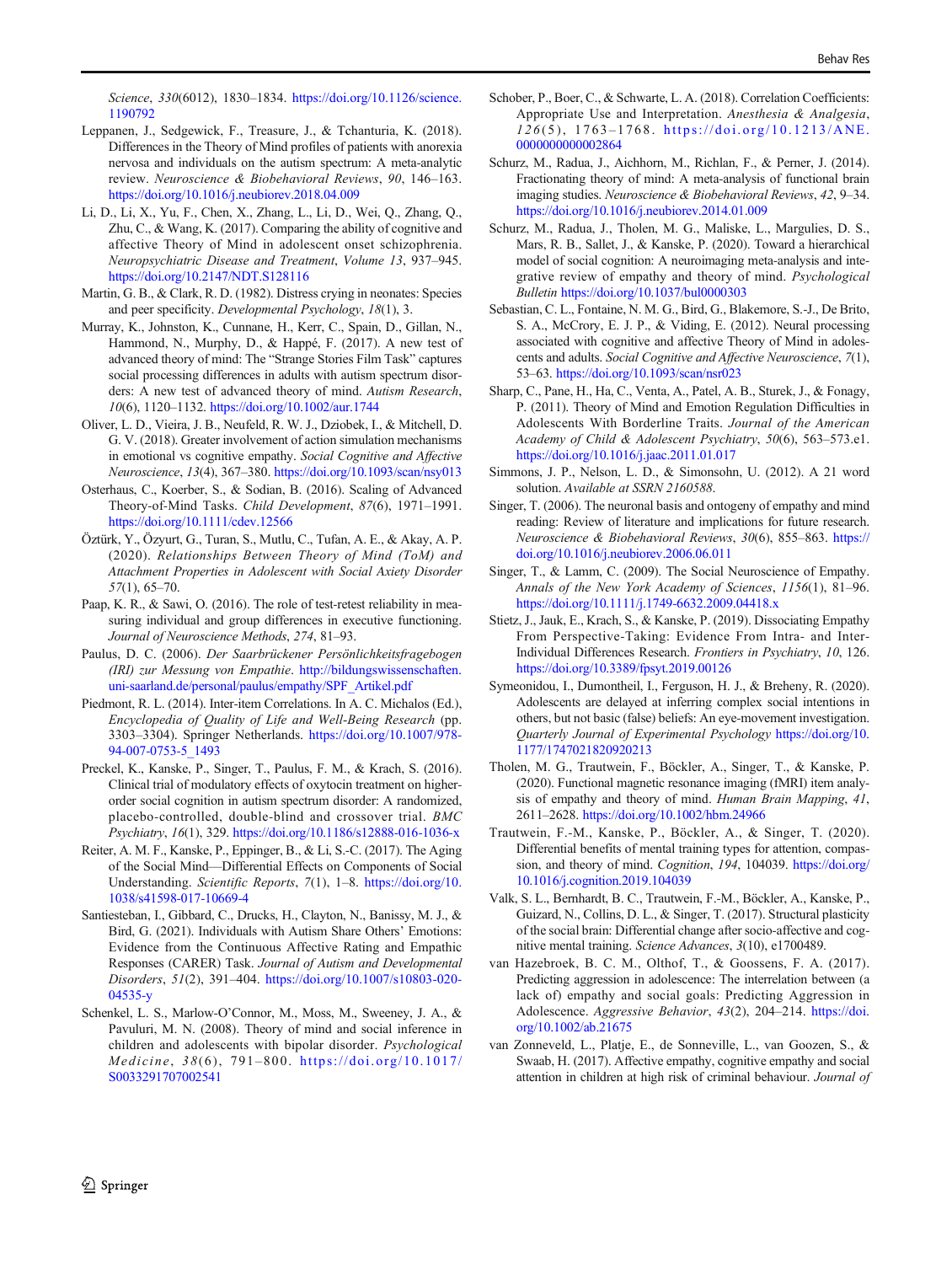Science, 330(6012), 1830–1834. https://doi.org/10.1126/science.1190792

Leppanen, J., Sedgewick, F., Treasure, J., & Tchanturia, K. (2018). Differences in the Theory of Mind profiles of patients with anorexia nervosa and individuals on the autism spectrum: A meta-analytic review. *Neuroscience & Biobehavioral Reviews*, *90*, 146–163. https://doi.org/10.1016/j.neubiorev.2018.04.009

Li, D., Li, X., Yu, F., Chen, X., Zhang, L., Li, D., Wei, Q., Zhang, Q., Zhu, C., & Wang, K. (2017). Comparing the ability of cognitive and affective Theory of Mind in adolescent onset schizophrenia. *Neuropsychiatric Disease and Treatment*, *Volume 13*, 937–945. https://doi.org/10.2147/NDT.S128116

Martin, G. B., & Clark, R. D. (1982). Distress crying in neonates: Species and peer specificity. *Developmental Psychology*, *18*(1), 3.

Murray, K., Johnston, K., Cunnane, H., Kerr, C., Spain, D., Gillan, N., Hammond, N., Murphy, D., & Happé, F. (2017). A new test of advanced theory of mind: The "Strange Stories Film Task" captures social processing differences in adults with autism spectrum disorders: A new test of advanced theory of mind. *Autism Research*, *10*(6), 1120–1132. https://doi.org/10.1002/aur.1744

Oliver, L. D., Vieira, J. B., Neufeld, R. W. J., Dziobek, I., & Mitchell, D. G. V. (2018). Greater involvement of action simulation mechanisms in emotional vs cognitive empathy. *Social Cognitive and Affective Neuroscience*, *13*(4), 367–380. https://doi.org/10.1093/scan/nsy013

Osterhaus, C., Koerber, S., & Sodian, B. (2016). Scaling of Advanced Theory-of-Mind Tasks. *Child Development*, *87*(6), 1971–1991. https://doi.org/10.1111/cdev.12566

Öztürk, Y., Özyurt, G., Turan, S., Mutlu, C., Tufan, A. E., & Akay, A. P. (2020). *Relationships Between Theory of Mind (ToM) and Attachment Properties in Adolescent with Social Axiety Disorder* *57*(1), 65–70.

Paap, K. R., & Sawi, O. (2016). The role of test-retest reliability in measuring individual and group differences in executive functioning. *Journal of Neuroscience Methods*, *274*, 81–93.

Paulus, D. C. (2006). *Der Saarbrückener Persönlichkeitsfragebogen (IRI) zur Messung von Empathie*. http://bildungswissenschaften.uni-saarland.de/personal/paulus/empathy/SPF_Artikel.pdf

Piedmont, R. L. (2014). Inter-item Correlations. In A. C. Michalos (Ed.), *Encyclopedia of Quality of Life and Well-Being Research* (pp. 3303–3304). Springer Netherlands. https://doi.org/10.1007/978-94-007-0753-5_1493

Preckel, K., Kanske, P., Singer, T., Paulus, F. M., & Krach, S. (2016). Clinical trial of modulatory effects of oxytocin treatment on higher-order social cognition in autism spectrum disorder: A randomized, placebo-controlled, double-blind and crossover trial. *BMC Psychiatry*, *16*(1), 329. https://doi.org/10.1186/s12888-016-1036-x

Reiter, A. M. F., Kanske, P., Eppinger, B., & Li, S.-C. (2017). The Aging of the Social Mind—Differential Effects on Components of Social Understanding. *Scientific Reports*, *7*(1), 1–8. https://doi.org/10.1038/s41598-017-10669-4

Santiesteban, I., Gibbard, C., Drucks, H., Clayton, N., Banissy, M. J., & Bird, G. (2021). Individuals with Autism Share Others' Emotions: Evidence from the Continuous Affective Rating and Empathic Responses (CARER) Task. *Journal of Autism and Developmental Disorders*, *51*(2), 391–404. https://doi.org/10.1007/s10803-020-04535-y

Schenkel, L. S., Marlow-O'Connor, M., Moss, M., Sweeney, J. A., & Pavuluri, M. N. (2008). Theory of mind and social inference in children and adolescents with bipolar disorder. *Psychological Medicine*, *38*(6), 791–800. https://doi.org/10.1017/S0033291707002541

Schober, P., Boer, C., & Schwarte, L. A. (2018). Correlation Coefficients: Appropriate Use and Interpretation. *Anesthesia & Analgesia*, *126*(5), 1763–1768. https://doi.org/10.1213/ANE.0000000000002864

Schurz, M., Radua, J., Aichhorn, M., Richlan, F., & Perner, J. (2014). Fractionating theory of mind: A meta-analysis of functional brain imaging studies. *Neuroscience & Biobehavioral Reviews*, *42*, 9–34. https://doi.org/10.1016/j.neubiorev.2014.01.009

Schurz, M., Radua, J., Tholen, M. G., Maliske, L., Margulies, D. S., Mars, R. B., Sallet, J., & Kanske, P. (2020). Toward a hierarchical model of social cognition: A neuroimaging meta-analysis and integrative review of empathy and theory of mind. *Psychological Bulletin* https://doi.org/10.1037/bul0000303

Sebastian, C. L., Fontaine, N. M. G., Bird, G., Blakemore, S.-J., De Brito, S. A., McCrory, E. J. P., & Viding, E. (2012). Neural processing associated with cognitive and affective Theory of Mind in adolescents and adults. *Social Cognitive and Affective Neuroscience*, *7*(1), 53–63. https://doi.org/10.1093/scan/nsr023

Sharp, C., Pane, H., Ha, C., Venta, A., Patel, A. B., Sturek, J., & Fonagy, P. (2011). Theory of Mind and Emotion Regulation Difficulties in Adolescents With Borderline Traits. *Journal of the American Academy of Child & Adolescent Psychiatry*, *50*(6), 563–573.e1. https://doi.org/10.1016/j.jaac.2011.01.017

Simmons, J. P., Nelson, L. D., & Simonsohn, U. (2012). A 21 word solution. *Available at SSRN 2160588*.

Singer, T. (2006). The neuronal basis and ontogeny of empathy and mind reading: Review of literature and implications for future research. *Neuroscience & Biobehavioral Reviews*, *30*(6), 855–863. https://doi.org/10.1016/j.neubiorev.2006.06.011

Singer, T., & Lamm, C. (2009). The Social Neuroscience of Empathy. *Annals of the New York Academy of Sciences*, *1156*(1), 81–96. https://doi.org/10.1111/j.1749-6632.2009.04418.x

Stietz, J., Jauk, E., Krach, S., & Kanske, P. (2019). Dissociating Empathy From Perspective-Taking: Evidence From Intra- and Inter-Individual Differences Research. *Frontiers in Psychiatry*, *10*, 126. https://doi.org/10.3389/fpsyt.2019.00126

Symeonidou, I., Dumontheil, I., Ferguson, H. J., & Breheny, R. (2020). Adolescents are delayed at inferring complex social intentions in others, but not basic (false) beliefs: An eye-movement investigation. *Quarterly Journal of Experimental Psychology* https://doi.org/10.1177/1747021820920213

Tholen, M. G., Trautwein, F., Böckler, A., Singer, T., & Kanske, P. (2020). Functional magnetic resonance imaging (fMRI) item analysis of empathy and theory of mind. *Human Brain Mapping*, *41*, 2611–2628. https://doi.org/10.1002/hbm.24966

Trautwein, F.-M., Kanske, P., Böckler, A., & Singer, T. (2020). Differential benefits of mental training types for attention, compassion, and theory of mind. *Cognition*, *194*, 104039. https://doi.org/10.1016/j.cognition.2019.104039

Valk, S. L., Bernhardt, B. C., Trautwein, F.-M., Böckler, A., Kanske, P., Guizard, N., Collins, D. L., & Singer, T. (2017). Structural plasticity of the social brain: Differential change after socio-affective and cognitive mental training. *Science Advances*, *3*(10), e1700489.

van Hazebroek, B. C. M., Olthof, T., & Goossens, F. A. (2017). Predicting aggression in adolescence: The interrelation between (a lack of) empathy and social goals: Predicting Aggression in Adolescence. *Aggressive Behavior*, *43*(2), 204–214. https://doi.org/10.1002/ab.21675

van Zonneveld, L., Platje, E., de Sonneville, L., van Goozen, S., & Swaab, H. (2017). Affective empathy, cognitive empathy and social attention in children at high risk of criminal behaviour. *Journal of*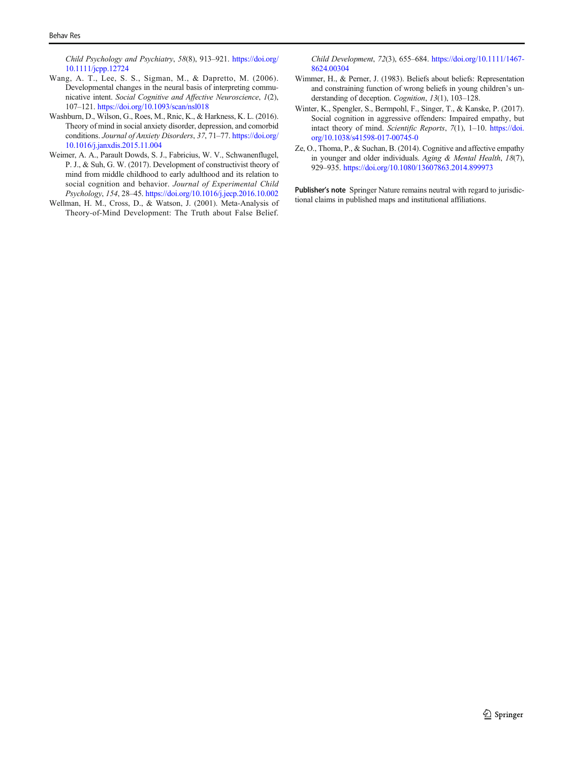Child Psychology and Psychiatry, 58(8), 913–921. https://doi.org/10.1111/jcpp.12724

Wang, A. T., Lee, S. S., Sigman, M., & Dapretto, M. (2006). Developmental changes in the neural basis of interpreting communicative intent. *Social Cognitive and Affective Neuroscience*, *1*(2), 107–121. https://doi.org/10.1093/scan/nsl018

Washburn, D., Wilson, G., Roes, M., Rnic, K., & Harkness, K. L. (2016). Theory of mind in social anxiety disorder, depression, and comorbid conditions. *Journal of Anxiety Disorders*, *37*, 71–77. https://doi.org/10.1016/j.janxdis.2015.11.004

Weimer, A. A., Parault Dowds, S. J., Fabricius, W. V., Schwanenflugel, P. J., & Suh, G. W. (2017). Development of constructivist theory of mind from middle childhood to early adulthood and its relation to social cognition and behavior. *Journal of Experimental Child Psychology*, *154*, 28–45. https://doi.org/10.1016/j.jecp.2016.10.002

Wellman, H. M., Cross, D., & Watson, J. (2001). Meta-Analysis of Theory-of-Mind Development: The Truth about False Belief. *Child Development*, *72*(3), 655–684. https://doi.org/10.1111/1467-8624.00304

Wimmer, H., & Perner, J. (1983). Beliefs about beliefs: Representation and constraining function of wrong beliefs in young children's understanding of deception. *Cognition*, *13*(1), 103–128.

Winter, K., Spengler, S., Bermpohl, F., Singer, T., & Kanske, P. (2017). Social cognition in aggressive offenders: Impaired empathy, but intact theory of mind. *Scientific Reports*, *7*(1), 1–10. https://doi.org/10.1038/s41598-017-00745-0

Ze, O., Thoma, P., & Suchan, B. (2014). Cognitive and affective empathy in younger and older individuals. *Aging & Mental Health*, *18*(7), 929–935. https://doi.org/10.1080/13607863.2014.899973

**Publisher's note** Springer Nature remains neutral with regard to jurisdictional claims in published maps and institutional affiliations.